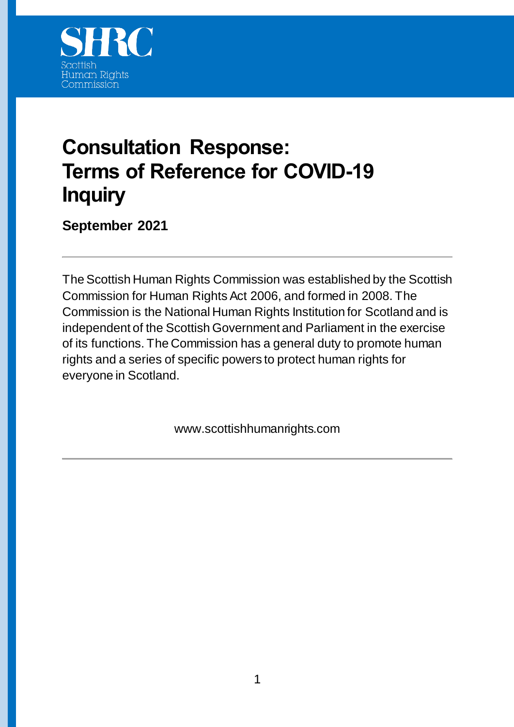SHRC

Scottish Human Rights Commission

# Consultation Response: Terms of Reference for COVID-19 Inquiry

**September 2021**

---

The Scottish Human Rights Commission was established by the Scottish Commission for Human Rights Act 2006, and formed in 2008. The Commission is the National Human Rights Institution for Scotland and is independent of the Scottish Government and Parliament in the exercise of its functions. The Commission has a general duty to promote human rights and a series of specific powers to protect human rights for everyone in Scotland.

www.scottishhumanrights.com

---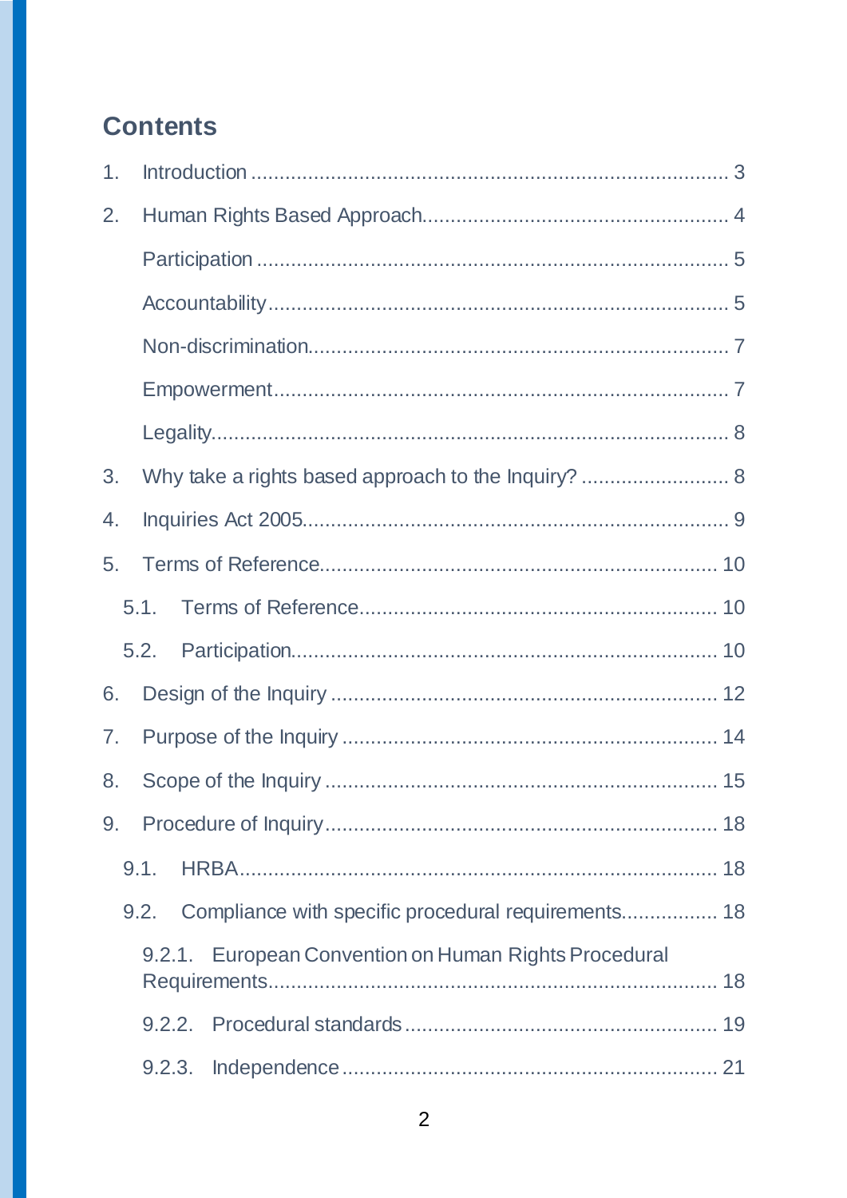## Contents

1. Introduction ........................................................................................ 3
2. Human Rights Based Approach........................................................ 4
   - Participation ..................................................................................... 5
   - Accountability.................................................................................... 5
   - Non-discrimination............................................................................. 7
   - Empowerment.................................................................................... 7
   - Legality.............................................................................................. 8
3. Why take a rights based approach to the Inquiry? .......................... 8
4. Inquiries Act 2005............................................................................. 9
5. Terms of Reference.......................................................................... 10
   - 5.1. Terms of Reference.................................................................. 10
   - 5.2. Participation.............................................................................. 10
6. Design of the Inquiry ........................................................................ 12
7. Purpose of the Inquiry ...................................................................... 14
8. Scope of the Inquiry ......................................................................... 15
9. Procedure of Inquiry......................................................................... 18
   - 9.1. HRBA........................................................................................ 18
   - 9.2. Compliance with specific procedural requirements................. 18
     - 9.2.1. European Convention on Human Rights Procedural Requirements................................................................................ 18
     - 9.2.2. Procedural standards ....................................................... 19
     - 9.2.3. Independence .................................................................. 21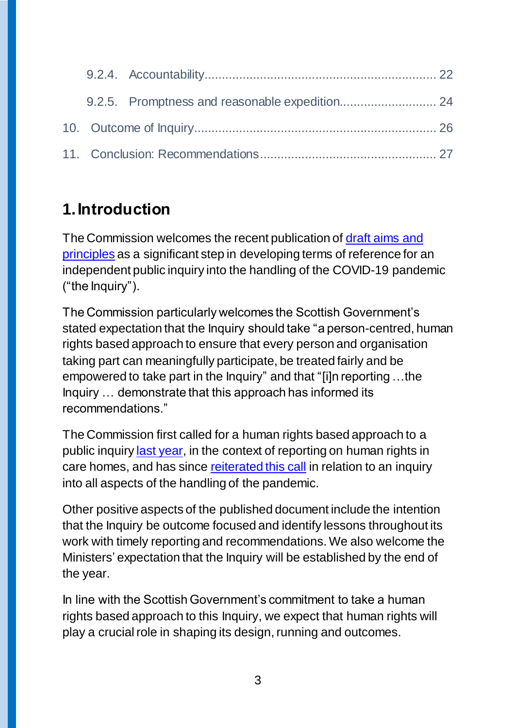9.2.4. Accountability .................................................................. 22

9.2.5. Promptness and reasonable expedition ............................ 24

10. Outcome of Inquiry ..................................................................... 26

11. Conclusion: Recommendations .................................................. 27

# 1. Introduction

The Commission welcomes the recent publication of draft aims and principles as a significant step in developing terms of reference for an independent public inquiry into the handling of the COVID-19 pandemic ("the Inquiry").

The Commission particularly welcomes the Scottish Government's stated expectation that the Inquiry should take "a person-centred, human rights based approach to ensure that every person and organisation taking part can meaningfully participate, be treated fairly and be empowered to take part in the Inquiry" and that "[i]n reporting …the Inquiry … demonstrate that this approach has informed its recommendations."

The Commission first called for a human rights based approach to a public inquiry last year, in the context of reporting on human rights in care homes, and has since reiterated this call in relation to an inquiry into all aspects of the handling of the pandemic.

Other positive aspects of the published document include the intention that the Inquiry be outcome focused and identify lessons throughout its work with timely reporting and recommendations. We also welcome the Ministers' expectation that the Inquiry will be established by the end of the year.

In line with the Scottish Government's commitment to take a human rights based approach to this Inquiry, we expect that human rights will play a crucial role in shaping its design, running and outcomes.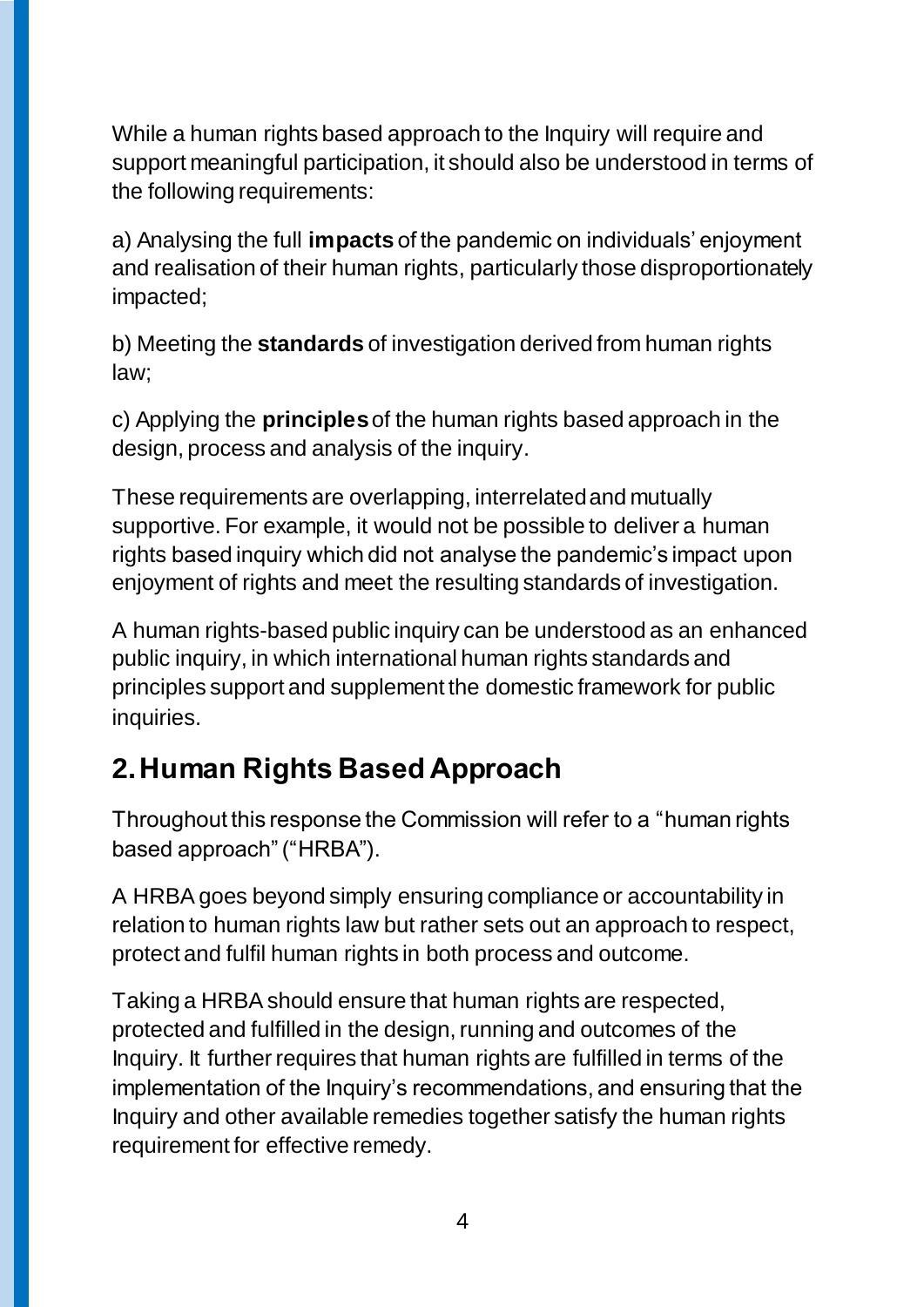While a human rights based approach to the Inquiry will require and support meaningful participation, it should also be understood in terms of the following requirements:

a) Analysing the full **impacts** of the pandemic on individuals' enjoyment and realisation of their human rights, particularly those disproportionately impacted;

b) Meeting the **standards** of investigation derived from human rights law;

c) Applying the **principles** of the human rights based approach in the design, process and analysis of the inquiry.

These requirements are overlapping, interrelated and mutually supportive. For example, it would not be possible to deliver a human rights based inquiry which did not analyse the pandemic's impact upon enjoyment of rights and meet the resulting standards of investigation.

A human rights-based public inquiry can be understood as an enhanced public inquiry, in which international human rights standards and principles support and supplement the domestic framework for public inquiries.

## 2. Human Rights Based Approach

Throughout this response the Commission will refer to a "human rights based approach" ("HRBA").

A HRBA goes beyond simply ensuring compliance or accountability in relation to human rights law but rather sets out an approach to respect, protect and fulfil human rights in both process and outcome.

Taking a HRBA should ensure that human rights are respected, protected and fulfilled in the design, running and outcomes of the Inquiry. It further requires that human rights are fulfilled in terms of the implementation of the Inquiry's recommendations, and ensuring that the Inquiry and other available remedies together satisfy the human rights requirement for effective remedy.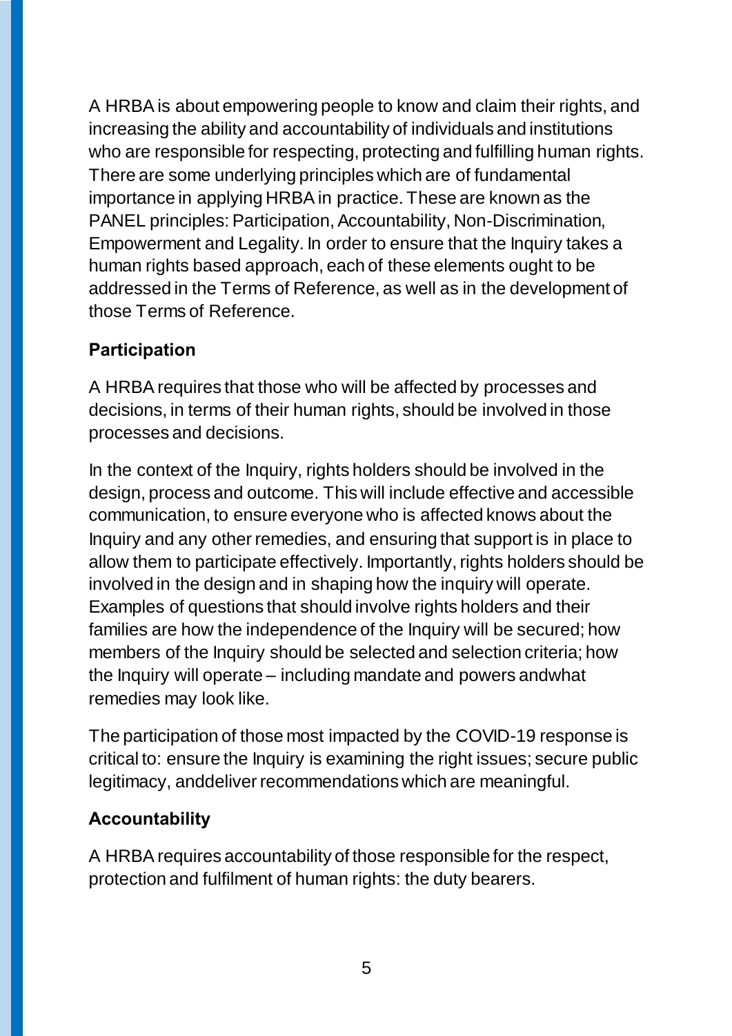A HRBA is about empowering people to know and claim their rights, and increasing the ability and accountability of individuals and institutions who are responsible for respecting, protecting and fulfilling human rights. There are some underlying principles which are of fundamental importance in applying HRBA in practice. These are known as the PANEL principles: Participation, Accountability, Non-Discrimination, Empowerment and Legality. In order to ensure that the Inquiry takes a human rights based approach, each of these elements ought to be addressed in the Terms of Reference, as well as in the development of those Terms of Reference.

### Participation

A HRBA requires that those who will be affected by processes and decisions, in terms of their human rights, should be involved in those processes and decisions.

In the context of the Inquiry, rights holders should be involved in the design, process and outcome. This will include effective and accessible communication, to ensure everyone who is affected knows about the Inquiry and any other remedies, and ensuring that support is in place to allow them to participate effectively. Importantly, rights holders should be involved in the design and in shaping how the inquiry will operate. Examples of questions that should involve rights holders and their families are how the independence of the Inquiry will be secured; how members of the Inquiry should be selected and selection criteria; how the Inquiry will operate – including mandate and powers andwhat remedies may look like.

The participation of those most impacted by the COVID-19 response is critical to: ensure the Inquiry is examining the right issues; secure public legitimacy, anddeliver recommendations which are meaningful.

### Accountability

A HRBA requires accountability of those responsible for the respect, protection and fulfilment of human rights: the duty bearers.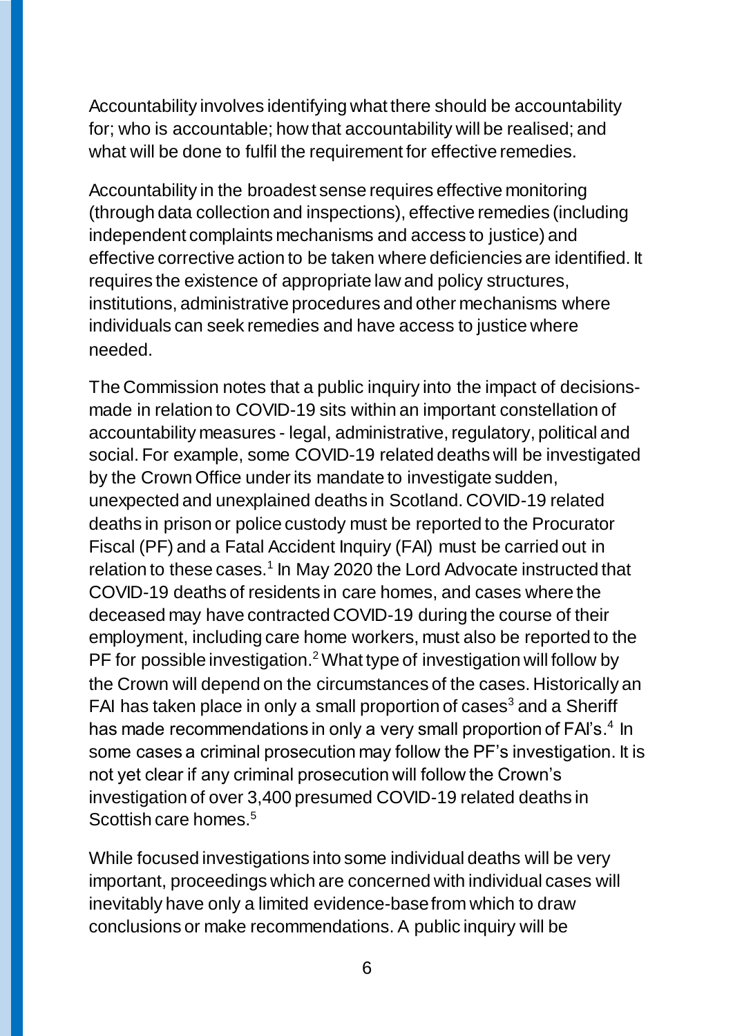Accountability involves identifying what there should be accountability for; who is accountable; how that accountability will be realised; and what will be done to fulfil the requirement for effective remedies.

Accountability in the broadest sense requires effective monitoring (through data collection and inspections), effective remedies (including independent complaints mechanisms and access to justice) and effective corrective action to be taken where deficiencies are identified. It requires the existence of appropriate law and policy structures, institutions, administrative procedures and other mechanisms where individuals can seek remedies and have access to justice where needed.

The Commission notes that a public inquiry into the impact of decisions-made in relation to COVID-19 sits within an important constellation of accountability measures - legal, administrative, regulatory, political and social. For example, some COVID-19 related deaths will be investigated by the Crown Office under its mandate to investigate sudden, unexpected and unexplained deaths in Scotland. COVID-19 related deaths in prison or police custody must be reported to the Procurator Fiscal (PF) and a Fatal Accident Inquiry (FAI) must be carried out in relation to these cases.[1] In May 2020 the Lord Advocate instructed that COVID-19 deaths of residents in care homes, and cases where the deceased may have contracted COVID-19 during the course of their employment, including care home workers, must also be reported to the PF for possible investigation.[2] What type of investigation will follow by the Crown will depend on the circumstances of the cases. Historically an FAI has taken place in only a small proportion of cases[3] and a Sheriff has made recommendations in only a very small proportion of FAI's.[4] In some cases a criminal prosecution may follow the PF's investigation. It is not yet clear if any criminal prosecution will follow the Crown's investigation of over 3,400 presumed COVID-19 related deaths in Scottish care homes.[5]

While focused investigations into some individual deaths will be very important, proceedings which are concerned with individual cases will inevitably have only a limited evidence-base from which to draw conclusions or make recommendations. A public inquiry will be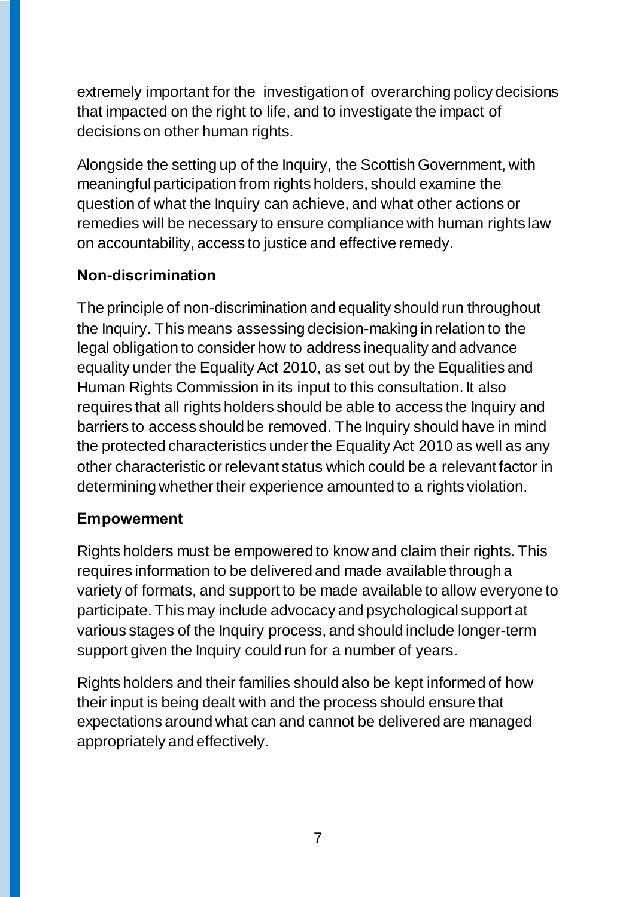extremely important for the investigation of overarching policy decisions that impacted on the right to life, and to investigate the impact of decisions on other human rights.

Alongside the setting up of the Inquiry, the Scottish Government, with meaningful participation from rights holders, should examine the question of what the Inquiry can achieve, and what other actions or remedies will be necessary to ensure compliance with human rights law on accountability, access to justice and effective remedy.

**Non-discrimination**

The principle of non-discrimination and equality should run throughout the Inquiry. This means assessing decision-making in relation to the legal obligation to consider how to address inequality and advance equality under the Equality Act 2010, as set out by the Equalities and Human Rights Commission in its input to this consultation. It also requires that all rights holders should be able to access the Inquiry and barriers to access should be removed. The Inquiry should have in mind the protected characteristics under the Equality Act 2010 as well as any other characteristic or relevant status which could be a relevant factor in determining whether their experience amounted to a rights violation.

**Empowerment**

Rights holders must be empowered to know and claim their rights. This requires information to be delivered and made available through a variety of formats, and support to be made available to allow everyone to participate. This may include advocacy and psychological support at various stages of the Inquiry process, and should include longer-term support given the Inquiry could run for a number of years.

Rights holders and their families should also be kept informed of how their input is being dealt with and the process should ensure that expectations around what can and cannot be delivered are managed appropriately and effectively.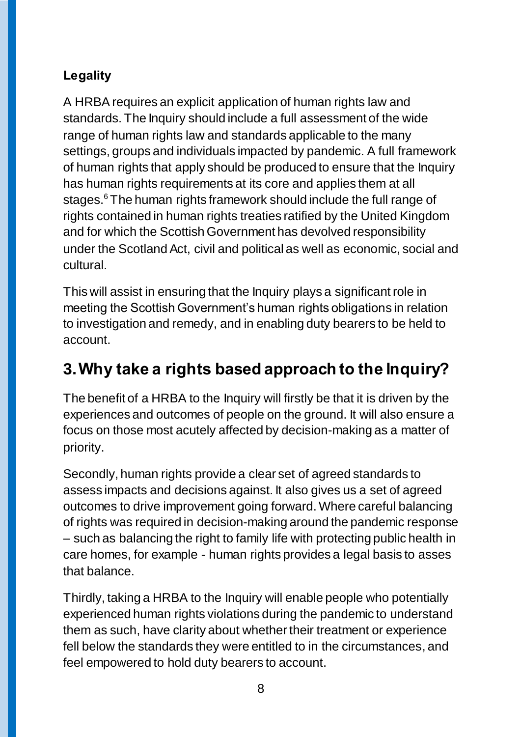**Legality**

A HRBA requires an explicit application of human rights law and standards. The Inquiry should include a full assessment of the wide range of human rights law and standards applicable to the many settings, groups and individuals impacted by pandemic. A full framework of human rights that apply should be produced to ensure that the Inquiry has human rights requirements at its core and applies them at all stages.[6] The human rights framework should include the full range of rights contained in human rights treaties ratified by the United Kingdom and for which the Scottish Government has devolved responsibility under the Scotland Act, civil and political as well as economic, social and cultural.

This will assist in ensuring that the Inquiry plays a significant role in meeting the Scottish Government's human rights obligations in relation to investigation and remedy, and in enabling duty bearers to be held to account.

## 3. Why take a rights based approach to the Inquiry?

The benefit of a HRBA to the Inquiry will firstly be that it is driven by the experiences and outcomes of people on the ground. It will also ensure a focus on those most acutely affected by decision-making as a matter of priority.

Secondly, human rights provide a clear set of agreed standards to assess impacts and decisions against. It also gives us a set of agreed outcomes to drive improvement going forward. Where careful balancing of rights was required in decision-making around the pandemic response – such as balancing the right to family life with protecting public health in care homes, for example - human rights provides a legal basis to asses that balance.

Thirdly, taking a HRBA to the Inquiry will enable people who potentially experienced human rights violations during the pandemic to understand them as such, have clarity about whether their treatment or experience fell below the standards they were entitled to in the circumstances, and feel empowered to hold duty bearers to account.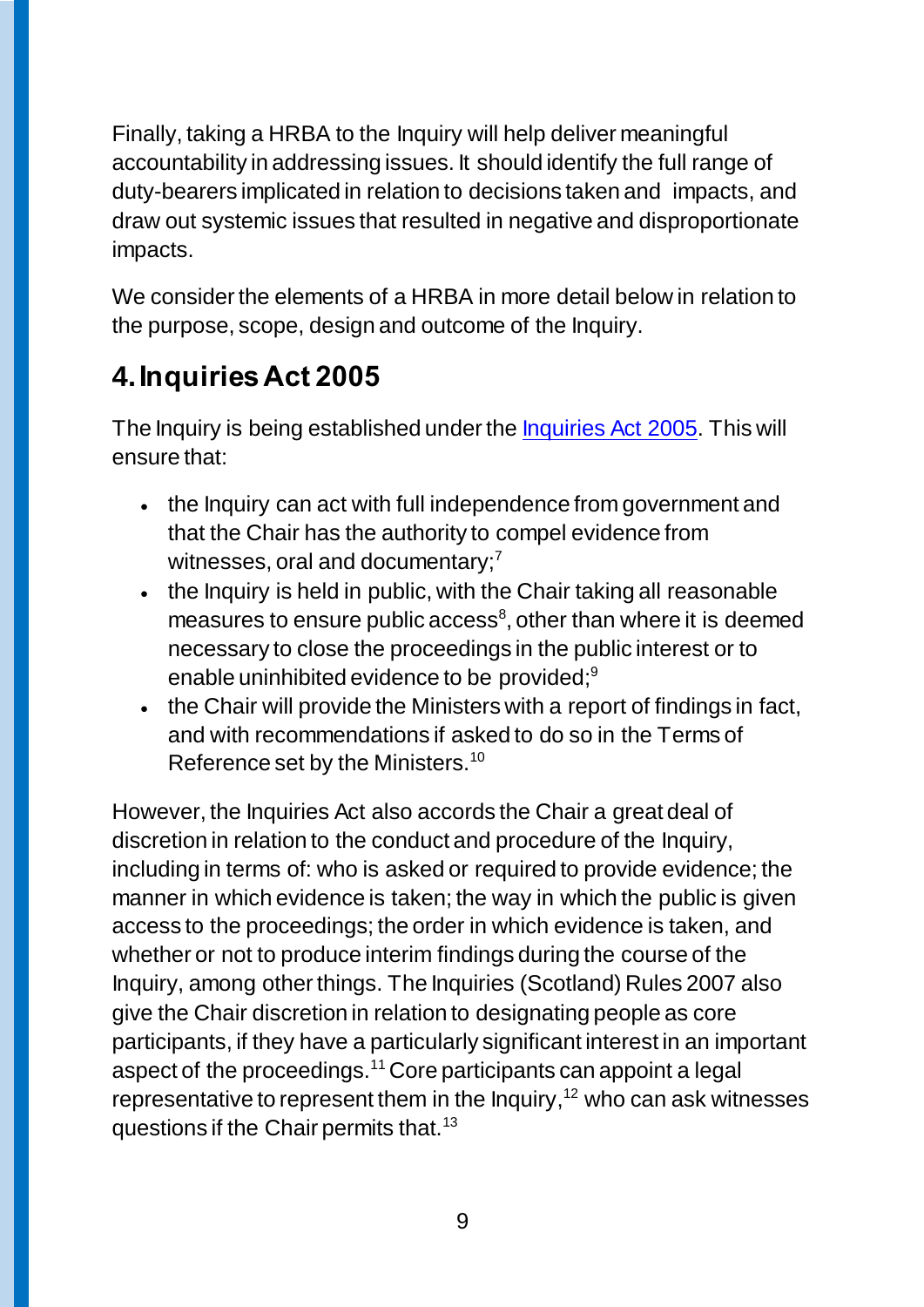Finally, taking a HRBA to the Inquiry will help deliver meaningful accountability in addressing issues. It should identify the full range of duty-bearers implicated in relation to decisions taken and impacts, and draw out systemic issues that resulted in negative and disproportionate impacts.

We consider the elements of a HRBA in more detail below in relation to the purpose, scope, design and outcome of the Inquiry.

## 4. Inquiries Act 2005

The Inquiry is being established under the Inquiries Act 2005. This will ensure that:

- the Inquiry can act with full independence from government and that the Chair has the authority to compel evidence from witnesses, oral and documentary;[7]
- the Inquiry is held in public, with the Chair taking all reasonable measures to ensure public access[8], other than where it is deemed necessary to close the proceedings in the public interest or to enable uninhibited evidence to be provided;[9]
- the Chair will provide the Ministers with a report of findings in fact, and with recommendations if asked to do so in the Terms of Reference set by the Ministers.[10]

However, the Inquiries Act also accords the Chair a great deal of discretion in relation to the conduct and procedure of the Inquiry, including in terms of: who is asked or required to provide evidence; the manner in which evidence is taken; the way in which the public is given access to the proceedings; the order in which evidence is taken, and whether or not to produce interim findings during the course of the Inquiry, among other things. The Inquiries (Scotland) Rules 2007 also give the Chair discretion in relation to designating people as core participants, if they have a particularly significant interest in an important aspect of the proceedings.[11] Core participants can appoint a legal representative to represent them in the Inquiry,[12] who can ask witnesses questions if the Chair permits that.[13]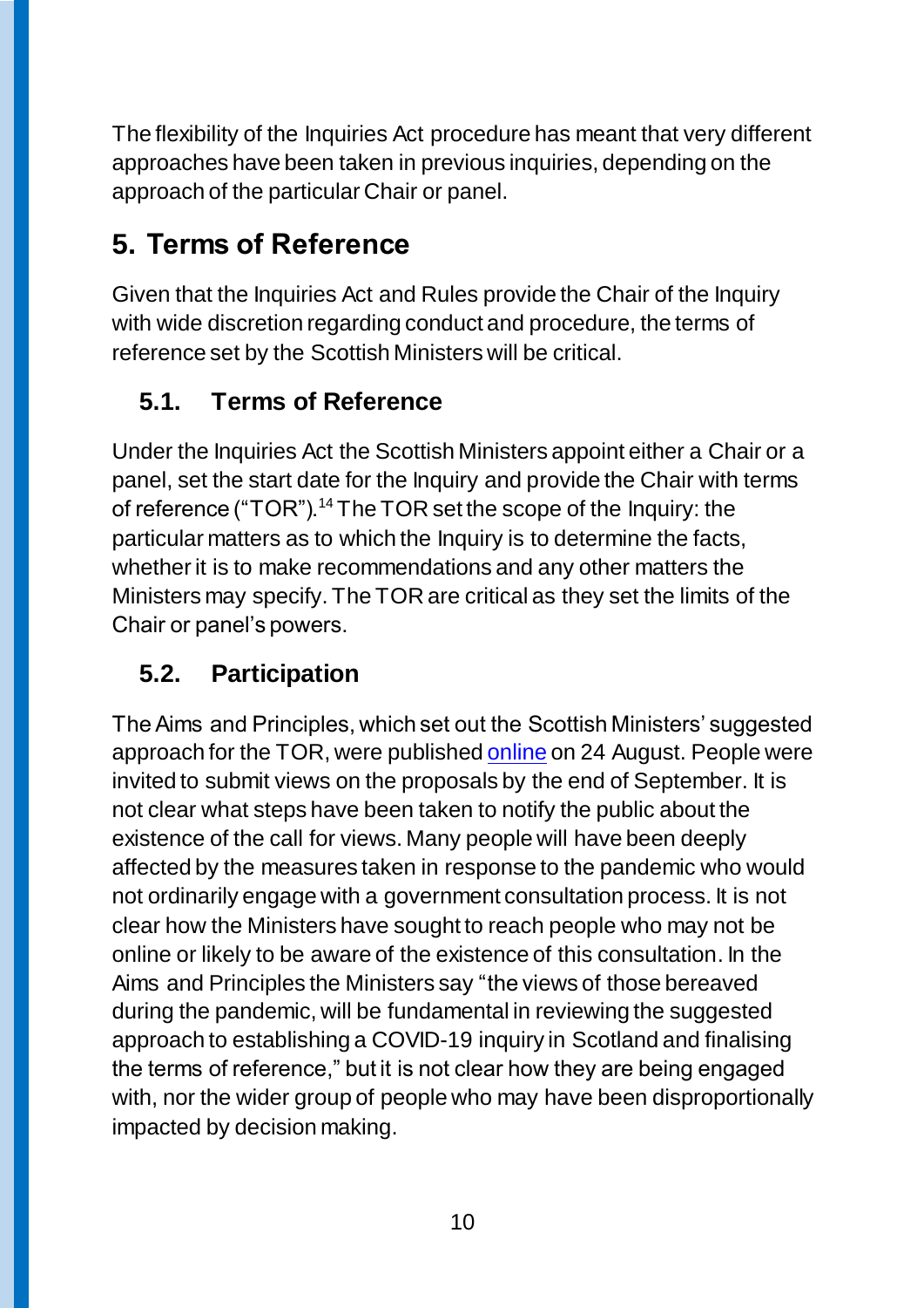The flexibility of the Inquiries Act procedure has meant that very different approaches have been taken in previous inquiries, depending on the approach of the particular Chair or panel.

## 5. Terms of Reference

Given that the Inquiries Act and Rules provide the Chair of the Inquiry with wide discretion regarding conduct and procedure, the terms of reference set by the Scottish Ministers will be critical.

### 5.1. Terms of Reference

Under the Inquiries Act the Scottish Ministers appoint either a Chair or a panel, set the start date for the Inquiry and provide the Chair with terms of reference ("TOR").[14] The TOR set the scope of the Inquiry: the particular matters as to which the Inquiry is to determine the facts, whether it is to make recommendations and any other matters the Ministers may specify. The TOR are critical as they set the limits of the Chair or panel's powers.

### 5.2. Participation

The Aims and Principles, which set out the Scottish Ministers' suggested approach for the TOR, were published online on 24 August. People were invited to submit views on the proposals by the end of September. It is not clear what steps have been taken to notify the public about the existence of the call for views. Many people will have been deeply affected by the measures taken in response to the pandemic who would not ordinarily engage with a government consultation process. It is not clear how the Ministers have sought to reach people who may not be online or likely to be aware of the existence of this consultation. In the Aims and Principles the Ministers say "the views of those bereaved during the pandemic, will be fundamental in reviewing the suggested approach to establishing a COVID-19 inquiry in Scotland and finalising the terms of reference," but it is not clear how they are being engaged with, nor the wider group of people who may have been disproportionally impacted by decision making.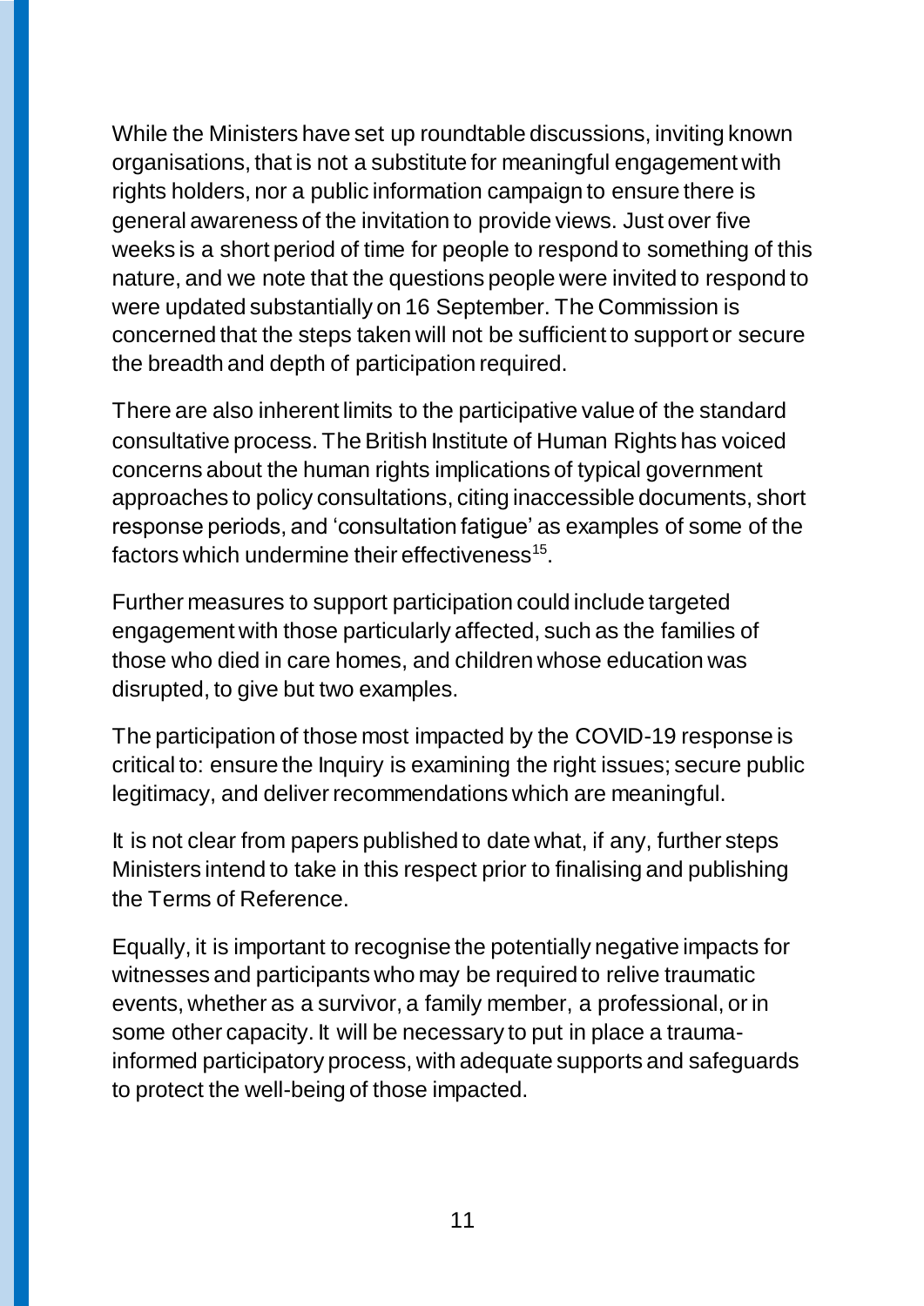While the Ministers have set up roundtable discussions, inviting known organisations, that is not a substitute for meaningful engagement with rights holders, nor a public information campaign to ensure there is general awareness of the invitation to provide views. Just over five weeks is a short period of time for people to respond to something of this nature, and we note that the questions people were invited to respond to were updated substantially on 16 September. The Commission is concerned that the steps taken will not be sufficient to support or secure the breadth and depth of participation required.

There are also inherent limits to the participative value of the standard consultative process. The British Institute of Human Rights has voiced concerns about the human rights implications of typical government approaches to policy consultations, citing inaccessible documents, short response periods, and 'consultation fatigue' as examples of some of the factors which undermine their effectiveness[15].

Further measures to support participation could include targeted engagement with those particularly affected, such as the families of those who died in care homes, and children whose education was disrupted, to give but two examples.

The participation of those most impacted by the COVID-19 response is critical to: ensure the Inquiry is examining the right issues; secure public legitimacy, and deliver recommendations which are meaningful.

It is not clear from papers published to date what, if any, further steps Ministers intend to take in this respect prior to finalising and publishing the Terms of Reference.

Equally, it is important to recognise the potentially negative impacts for witnesses and participants who may be required to relive traumatic events, whether as a survivor, a family member, a professional, or in some other capacity. It will be necessary to put in place a trauma-informed participatory process, with adequate supports and safeguards to protect the well-being of those impacted.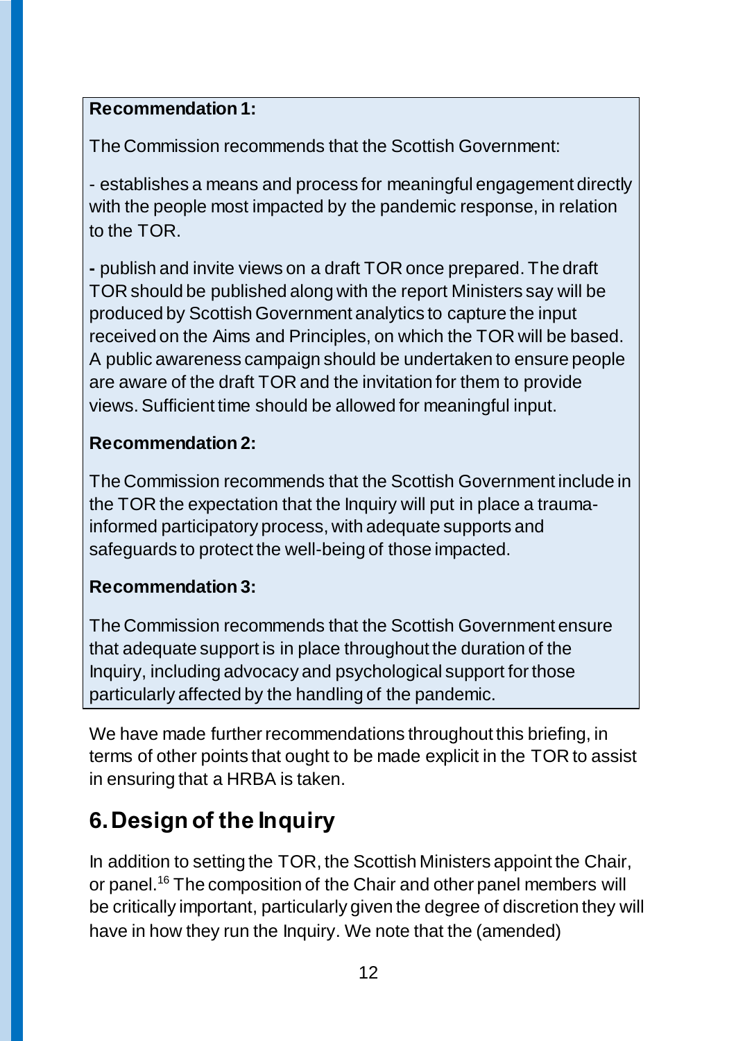**Recommendation 1:**

The Commission recommends that the Scottish Government:

- establishes a means and process for meaningful engagement directly with the people most impacted by the pandemic response, in relation to the TOR.

- publish and invite views on a draft TOR once prepared. The draft TOR should be published along with the report Ministers say will be produced by Scottish Government analytics to capture the input received on the Aims and Principles, on which the TOR will be based. A public awareness campaign should be undertaken to ensure people are aware of the draft TOR and the invitation for them to provide views. Sufficient time should be allowed for meaningful input.

**Recommendation 2:**

The Commission recommends that the Scottish Government include in the TOR the expectation that the Inquiry will put in place a trauma-informed participatory process, with adequate supports and safeguards to protect the well-being of those impacted.

**Recommendation 3:**

The Commission recommends that the Scottish Government ensure that adequate support is in place throughout the duration of the Inquiry, including advocacy and psychological support for those particularly affected by the handling of the pandemic.

We have made further recommendations throughout this briefing, in terms of other points that ought to be made explicit in the TOR to assist in ensuring that a HRBA is taken.

## 6. Design of the Inquiry

In addition to setting the TOR, the Scottish Ministers appoint the Chair, or panel.[16] The composition of the Chair and other panel members will be critically important, particularly given the degree of discretion they will have in how they run the Inquiry. We note that the (amended)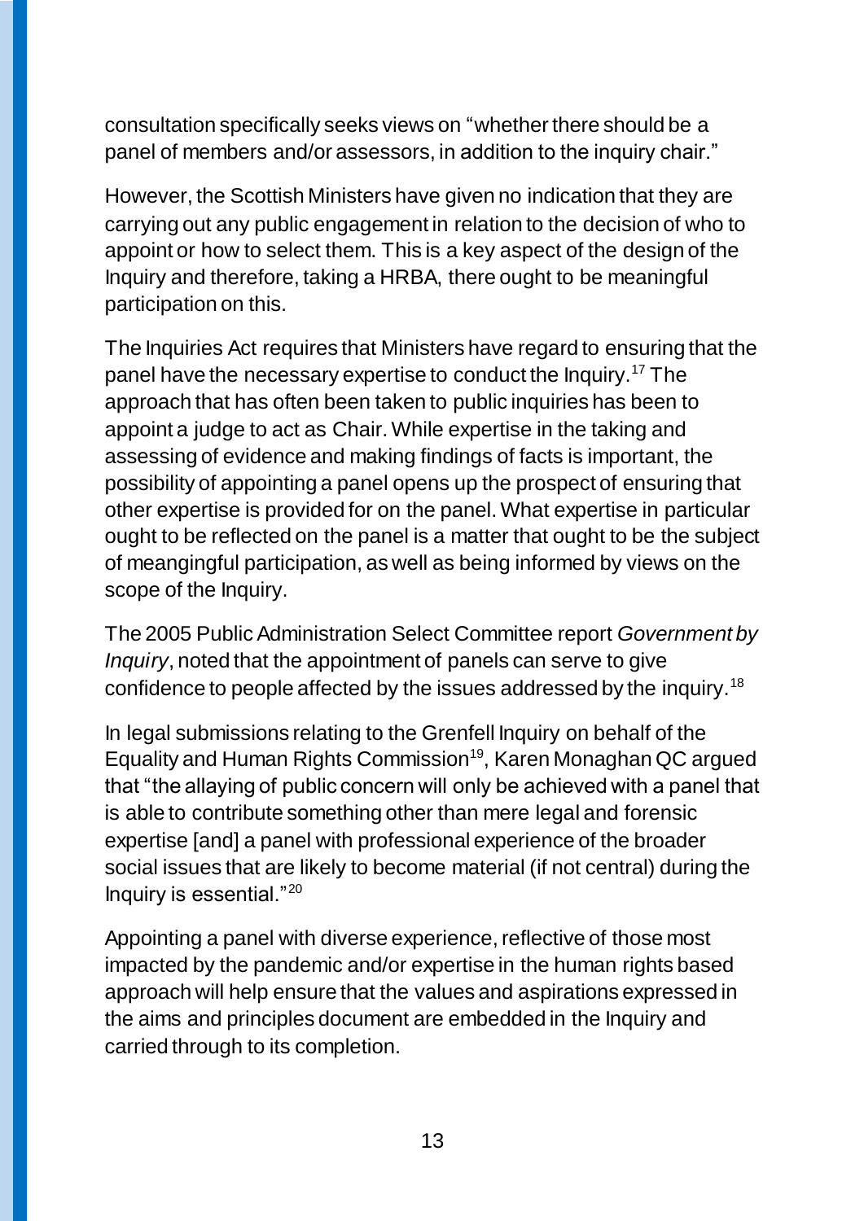consultation specifically seeks views on "whether there should be a panel of members and/or assessors, in addition to the inquiry chair."

However, the Scottish Ministers have given no indication that they are carrying out any public engagement in relation to the decision of who to appoint or how to select them. This is a key aspect of the design of the Inquiry and therefore, taking a HRBA, there ought to be meaningful participation on this.

The Inquiries Act requires that Ministers have regard to ensuring that the panel have the necessary expertise to conduct the Inquiry.[17] The approach that has often been taken to public inquiries has been to appoint a judge to act as Chair. While expertise in the taking and assessing of evidence and making findings of facts is important, the possibility of appointing a panel opens up the prospect of ensuring that other expertise is provided for on the panel. What expertise in particular ought to be reflected on the panel is a matter that ought to be the subject of meangingful participation, as well as being informed by views on the scope of the Inquiry.

The 2005 Public Administration Select Committee report *Government by Inquiry*, noted that the appointment of panels can serve to give confidence to people affected by the issues addressed by the inquiry.[18]

In legal submissions relating to the Grenfell Inquiry on behalf of the Equality and Human Rights Commission[19], Karen Monaghan QC argued that "the allaying of public concern will only be achieved with a panel that is able to contribute something other than mere legal and forensic expertise [and] a panel with professional experience of the broader social issues that are likely to become material (if not central) during the Inquiry is essential."[20]

Appointing a panel with diverse experience, reflective of those most impacted by the pandemic and/or expertise in the human rights based approach will help ensure that the values and aspirations expressed in the aims and principles document are embedded in the Inquiry and carried through to its completion.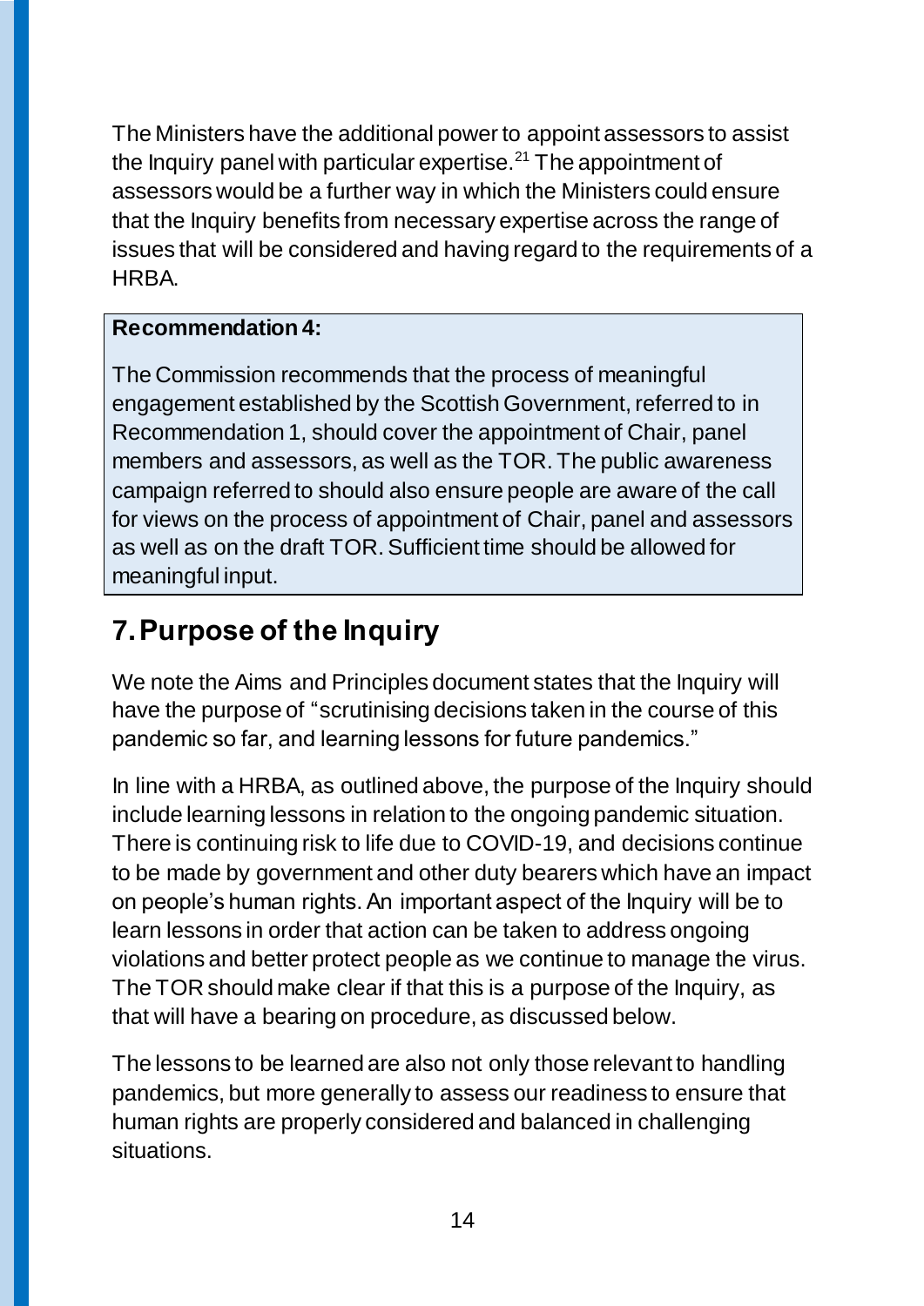The Ministers have the additional power to appoint assessors to assist the Inquiry panel with particular expertise.[21] The appointment of assessors would be a further way in which the Ministers could ensure that the Inquiry benefits from necessary expertise across the range of issues that will be considered and having regard to the requirements of a HRBA.

> **Recommendation 4:**
>
> The Commission recommends that the process of meaningful engagement established by the Scottish Government, referred to in Recommendation 1, should cover the appointment of Chair, panel members and assessors, as well as the TOR. The public awareness campaign referred to should also ensure people are aware of the call for views on the process of appointment of Chair, panel and assessors as well as on the draft TOR. Sufficient time should be allowed for meaningful input.

## 7. Purpose of the Inquiry

We note the Aims and Principles document states that the Inquiry will have the purpose of "scrutinising decisions taken in the course of this pandemic so far, and learning lessons for future pandemics."

In line with a HRBA, as outlined above, the purpose of the Inquiry should include learning lessons in relation to the ongoing pandemic situation. There is continuing risk to life due to COVID-19, and decisions continue to be made by government and other duty bearers which have an impact on people's human rights. An important aspect of the Inquiry will be to learn lessons in order that action can be taken to address ongoing violations and better protect people as we continue to manage the virus. The TOR should make clear if that this is a purpose of the Inquiry, as that will have a bearing on procedure, as discussed below.

The lessons to be learned are also not only those relevant to handling pandemics, but more generally to assess our readiness to ensure that human rights are properly considered and balanced in challenging situations.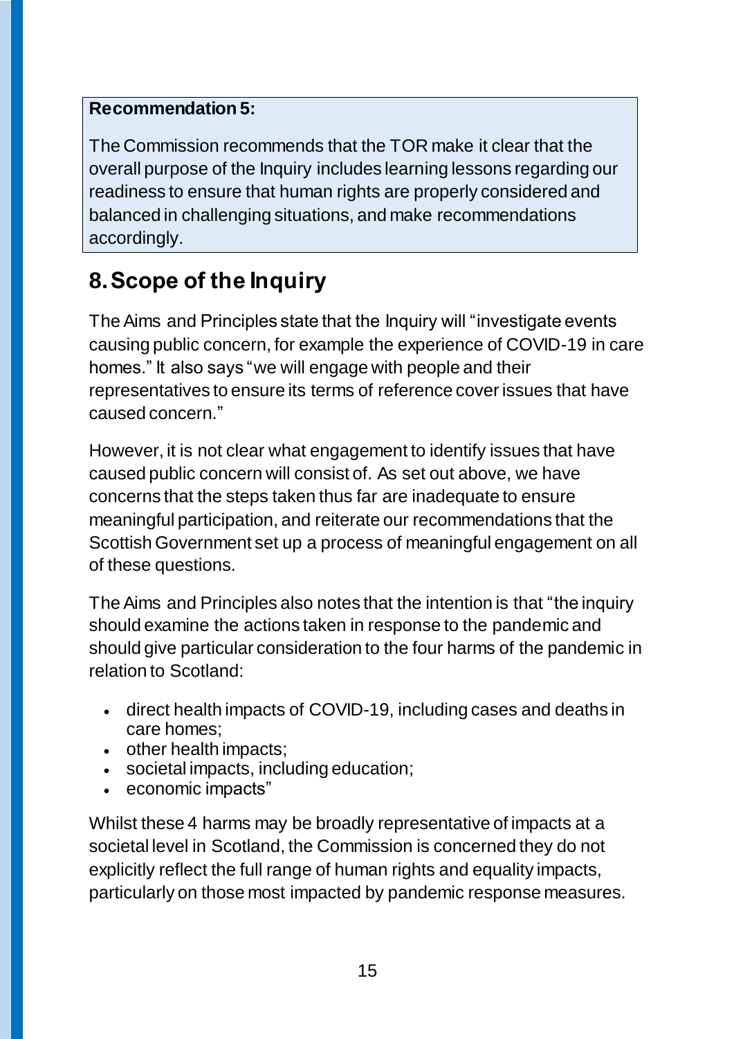**Recommendation 5:**

The Commission recommends that the TOR make it clear that the overall purpose of the Inquiry includes learning lessons regarding our readiness to ensure that human rights are properly considered and balanced in challenging situations, and make recommendations accordingly.

## 8. Scope of the Inquiry

The Aims and Principles state that the Inquiry will "investigate events causing public concern, for example the experience of COVID-19 in care homes." It also says "we will engage with people and their representatives to ensure its terms of reference cover issues that have caused concern."

However, it is not clear what engagement to identify issues that have caused public concern will consist of. As set out above, we have concerns that the steps taken thus far are inadequate to ensure meaningful participation, and reiterate our recommendations that the Scottish Government set up a process of meaningful engagement on all of these questions.

The Aims and Principles also notes that the intention is that "the inquiry should examine the actions taken in response to the pandemic and should give particular consideration to the four harms of the pandemic in relation to Scotland:

- direct health impacts of COVID-19, including cases and deaths in care homes;
- other health impacts;
- societal impacts, including education;
- economic impacts"

Whilst these 4 harms may be broadly representative of impacts at a societal level in Scotland, the Commission is concerned they do not explicitly reflect the full range of human rights and equality impacts, particularly on those most impacted by pandemic response measures.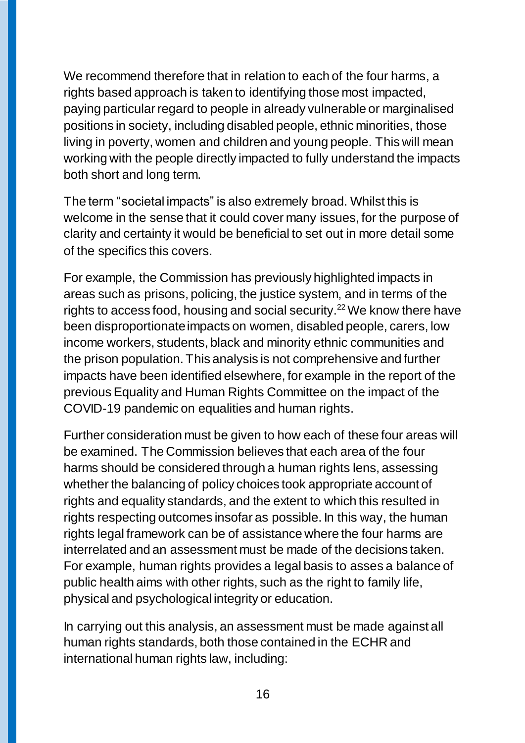We recommend therefore that in relation to each of the four harms, a rights based approach is taken to identifying those most impacted, paying particular regard to people in already vulnerable or marginalised positions in society, including disabled people, ethnic minorities, those living in poverty, women and children and young people. This will mean working with the people directly impacted to fully understand the impacts both short and long term.

The term "societal impacts" is also extremely broad. Whilst this is welcome in the sense that it could cover many issues, for the purpose of clarity and certainty it would be beneficial to set out in more detail some of the specifics this covers.

For example, the Commission has previously highlighted impacts in areas such as prisons, policing, the justice system, and in terms of the rights to access food, housing and social security.[22] We know there have been disproportionate impacts on women, disabled people, carers, low income workers, students, black and minority ethnic communities and the prison population. This analysis is not comprehensive and further impacts have been identified elsewhere, for example in the report of the previous Equality and Human Rights Committee on the impact of the COVID-19 pandemic on equalities and human rights.

Further consideration must be given to how each of these four areas will be examined. The Commission believes that each area of the four harms should be considered through a human rights lens, assessing whether the balancing of policy choices took appropriate account of rights and equality standards, and the extent to which this resulted in rights respecting outcomes insofar as possible. In this way, the human rights legal framework can be of assistance where the four harms are interrelated and an assessment must be made of the decisions taken. For example, human rights provides a legal basis to asses a balance of public health aims with other rights, such as the right to family life, physical and psychological integrity or education.

In carrying out this analysis, an assessment must be made against all human rights standards, both those contained in the ECHR and international human rights law, including: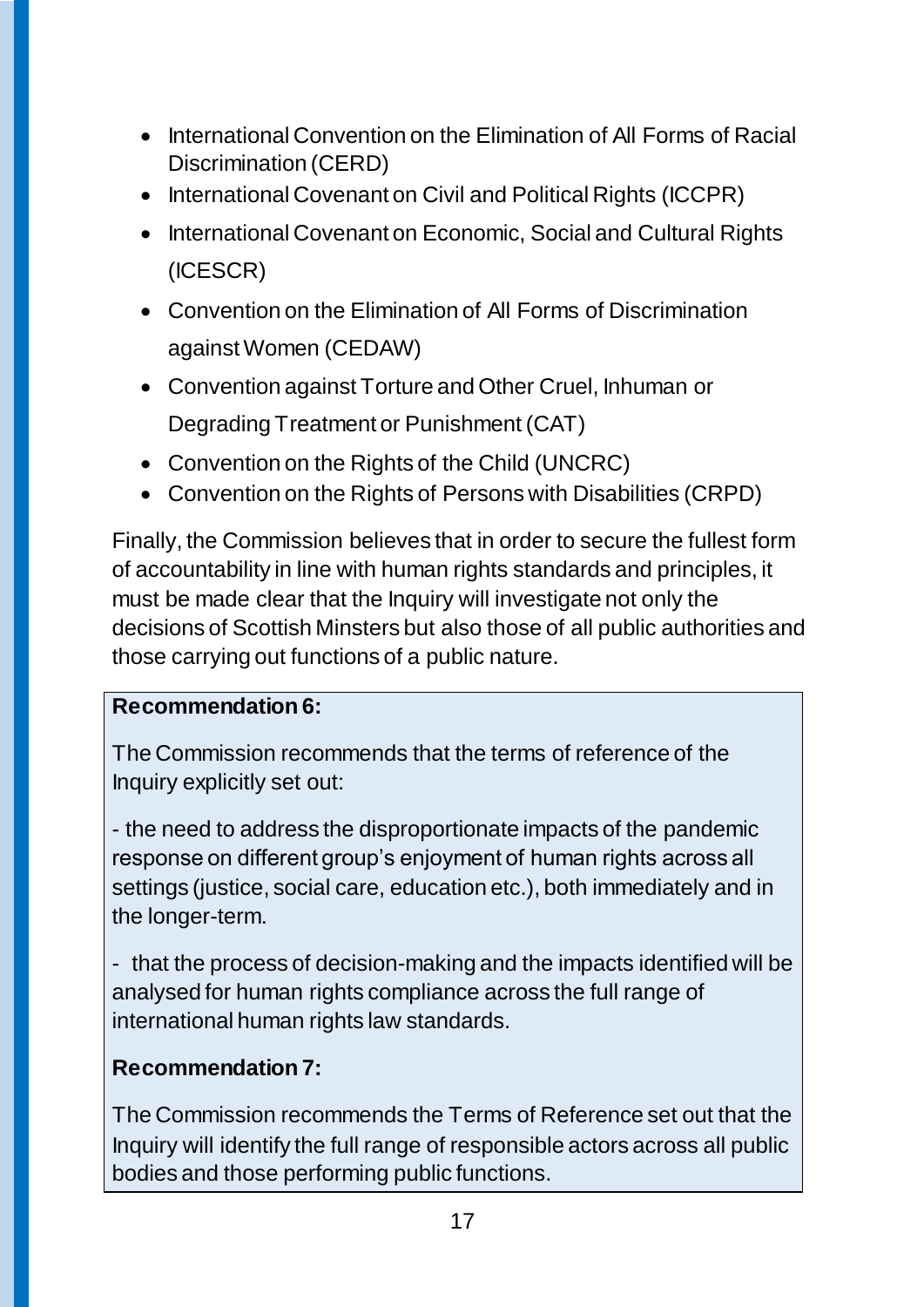- International Convention on the Elimination of All Forms of Racial Discrimination (CERD)
- International Covenant on Civil and Political Rights (ICCPR)
- International Covenant on Economic, Social and Cultural Rights (ICESCR)
- Convention on the Elimination of All Forms of Discrimination against Women (CEDAW)
- Convention against Torture and Other Cruel, Inhuman or Degrading Treatment or Punishment (CAT)
- Convention on the Rights of the Child (UNCRC)
- Convention on the Rights of Persons with Disabilities (CRPD)

Finally, the Commission believes that in order to secure the fullest form of accountability in line with human rights standards and principles, it must be made clear that the Inquiry will investigate not only the decisions of Scottish Minsters but also those of all public authorities and those carrying out functions of a public nature.

> **Recommendation 6:**
>
> The Commission recommends that the terms of reference of the Inquiry explicitly set out:
>
> - the need to address the disproportionate impacts of the pandemic response on different group's enjoyment of human rights across all settings (justice, social care, education etc.), both immediately and in the longer-term.
>
> - that the process of decision-making and the impacts identified will be analysed for human rights compliance across the full range of international human rights law standards.
>
> **Recommendation 7:**
>
> The Commission recommends the Terms of Reference set out that the Inquiry will identify the full range of responsible actors across all public bodies and those performing public functions.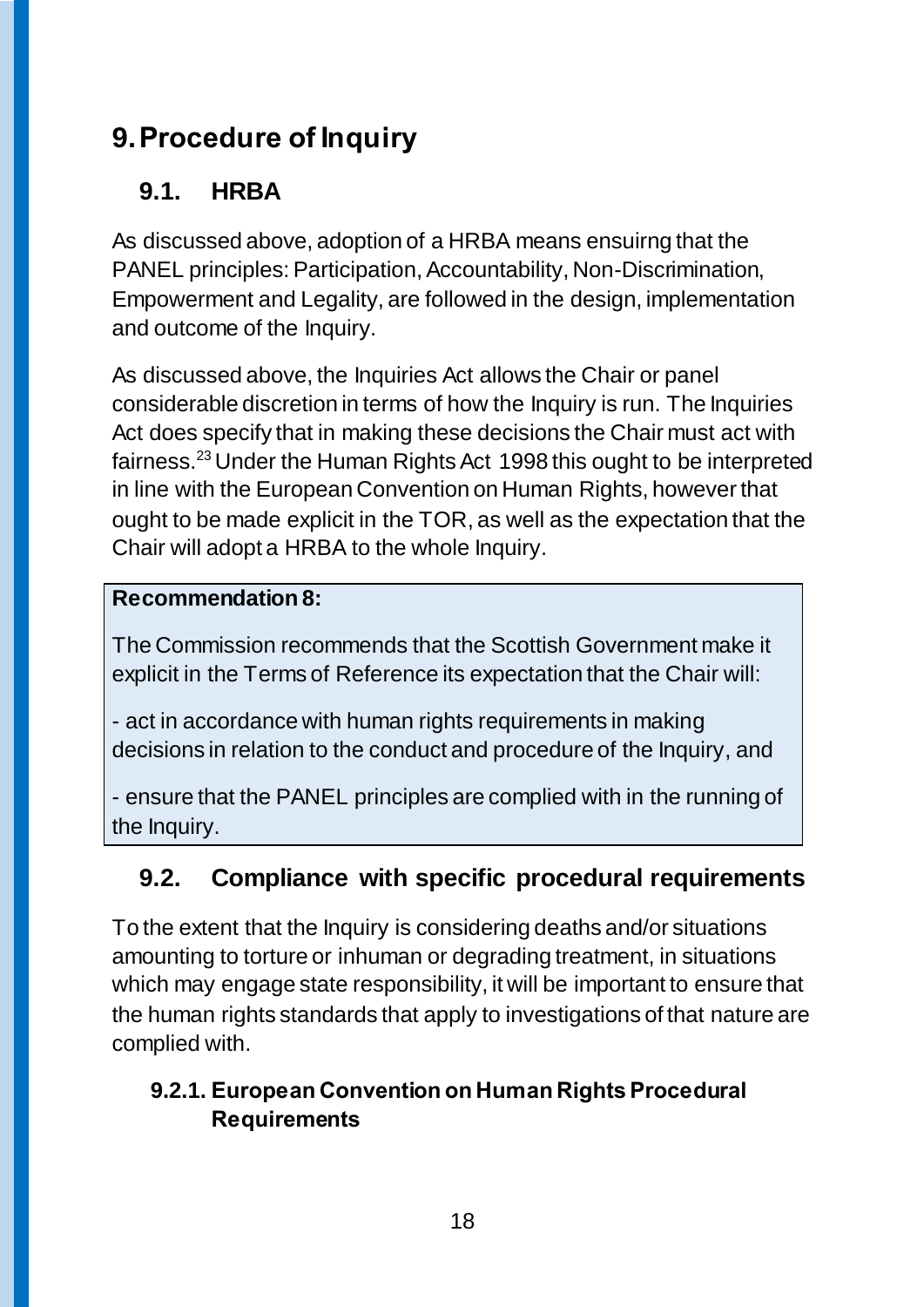# 9. Procedure of Inquiry

## 9.1. HRBA

As discussed above, adoption of a HRBA means ensuirng that the PANEL principles: Participation, Accountability, Non-Discrimination, Empowerment and Legality, are followed in the design, implementation and outcome of the Inquiry.

As discussed above, the Inquiries Act allows the Chair or panel considerable discretion in terms of how the Inquiry is run. The Inquiries Act does specify that in making these decisions the Chair must act with fairness.[23] Under the Human Rights Act 1998 this ought to be interpreted in line with the European Convention on Human Rights, however that ought to be made explicit in the TOR, as well as the expectation that the Chair will adopt a HRBA to the whole Inquiry.

**Recommendation 8:**

The Commission recommends that the Scottish Government make it explicit in the Terms of Reference its expectation that the Chair will:

- act in accordance with human rights requirements in making decisions in relation to the conduct and procedure of the Inquiry, and

- ensure that the PANEL principles are complied with in the running of the Inquiry.

## 9.2. Compliance with specific procedural requirements

To the extent that the Inquiry is considering deaths and/or situations amounting to torture or inhuman or degrading treatment, in situations which may engage state responsibility, it will be important to ensure that the human rights standards that apply to investigations of that nature are complied with.

### 9.2.1. European Convention on Human Rights Procedural Requirements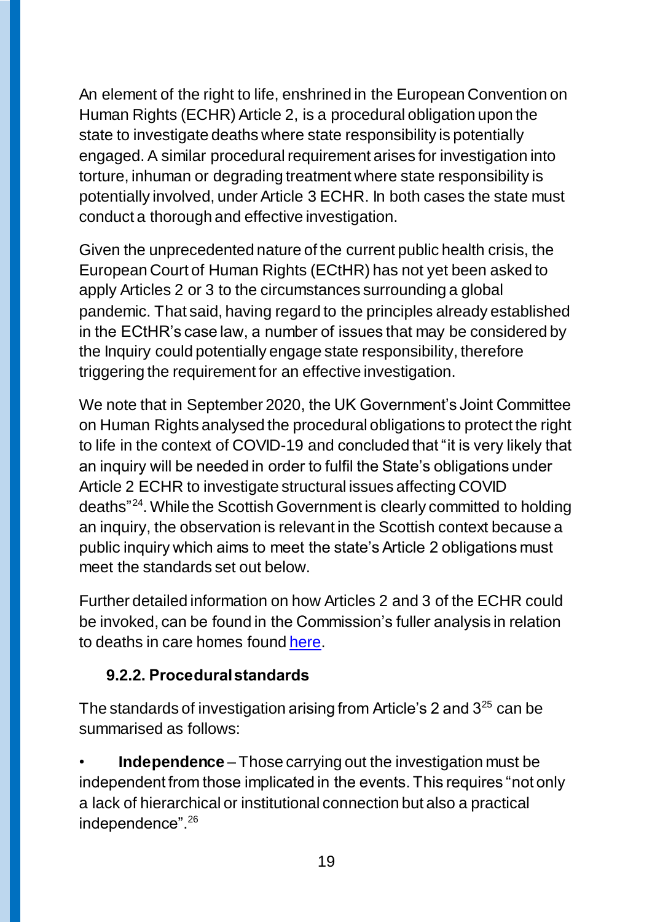An element of the right to life, enshrined in the European Convention on Human Rights (ECHR) Article 2, is a procedural obligation upon the state to investigate deaths where state responsibility is potentially engaged. A similar procedural requirement arises for investigation into torture, inhuman or degrading treatment where state responsibility is potentially involved, under Article 3 ECHR. In both cases the state must conduct a thorough and effective investigation.

Given the unprecedented nature of the current public health crisis, the European Court of Human Rights (ECtHR) has not yet been asked to apply Articles 2 or 3 to the circumstances surrounding a global pandemic. That said, having regard to the principles already established in the ECtHR's case law, a number of issues that may be considered by the Inquiry could potentially engage state responsibility, therefore triggering the requirement for an effective investigation.

We note that in September 2020, the UK Government's Joint Committee on Human Rights analysed the procedural obligations to protect the right to life in the context of COVID-19 and concluded that "it is very likely that an inquiry will be needed in order to fulfil the State's obligations under Article 2 ECHR to investigate structural issues affecting COVID deaths"[24]. While the Scottish Government is clearly committed to holding an inquiry, the observation is relevant in the Scottish context because a public inquiry which aims to meet the state's Article 2 obligations must meet the standards set out below.

Further detailed information on how Articles 2 and 3 of the ECHR could be invoked, can be found in the Commission's fuller analysis in relation to deaths in care homes found here.

### 9.2.2. Procedural standards

The standards of investigation arising from Article's 2 and 3[25] can be summarised as follows:

- **Independence** – Those carrying out the investigation must be independent from those implicated in the events. This requires "not only a lack of hierarchical or institutional connection but also a practical independence".[26]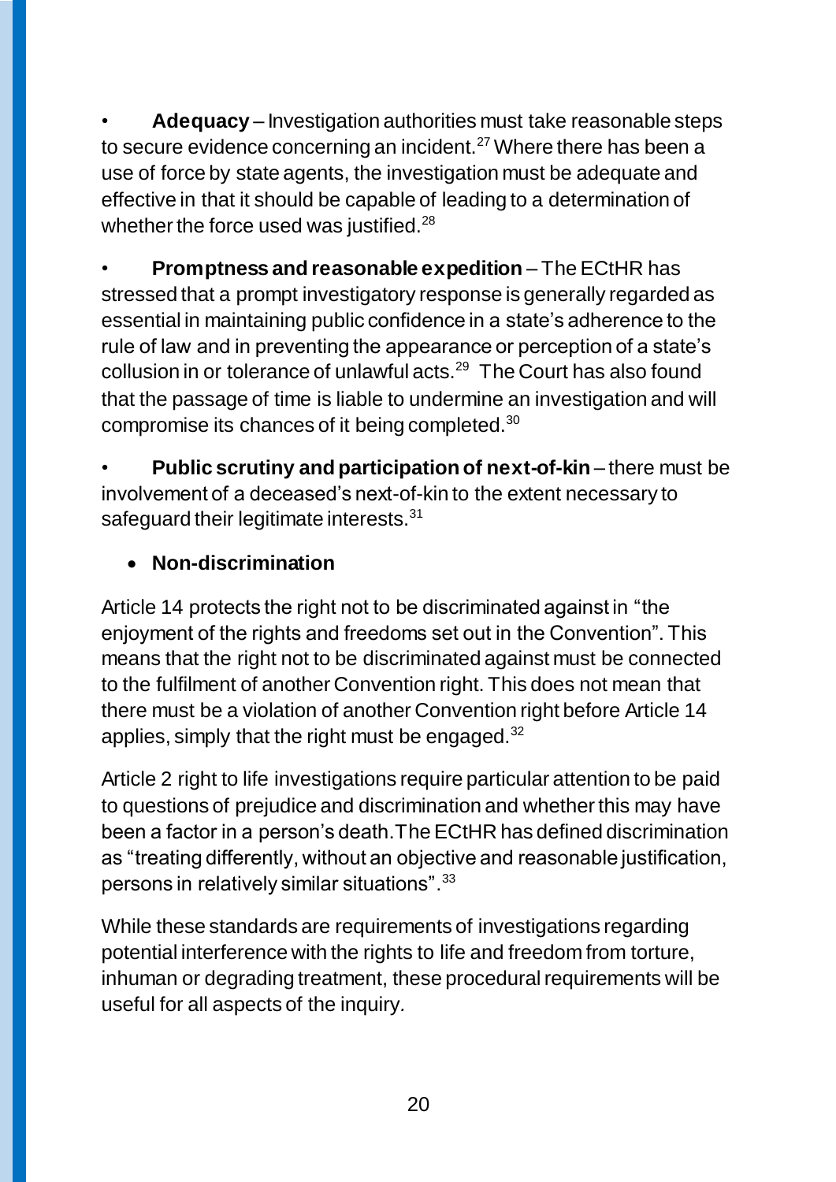- **Adequacy** – Investigation authorities must take reasonable steps to secure evidence concerning an incident.[27] Where there has been a use of force by state agents, the investigation must be adequate and effective in that it should be capable of leading to a determination of whether the force used was justified.[28]

- **Promptness and reasonable expedition** – The ECtHR has stressed that a prompt investigatory response is generally regarded as essential in maintaining public confidence in a state's adherence to the rule of law and in preventing the appearance or perception of a state's collusion in or tolerance of unlawful acts.[29] The Court has also found that the passage of time is liable to undermine an investigation and will compromise its chances of it being completed.[30]

- **Public scrutiny and participation of next-of-kin** – there must be involvement of a deceased's next-of-kin to the extent necessary to safeguard their legitimate interests.[31]

- **Non-discrimination**

Article 14 protects the right not to be discriminated against in "the enjoyment of the rights and freedoms set out in the Convention". This means that the right not to be discriminated against must be connected to the fulfilment of another Convention right. This does not mean that there must be a violation of another Convention right before Article 14 applies, simply that the right must be engaged.[32]

Article 2 right to life investigations require particular attention to be paid to questions of prejudice and discrimination and whether this may have been a factor in a person's death. The ECtHR has defined discrimination as "treating differently, without an objective and reasonable justification, persons in relatively similar situations".[33]

While these standards are requirements of investigations regarding potential interference with the rights to life and freedom from torture, inhuman or degrading treatment, these procedural requirements will be useful for all aspects of the inquiry.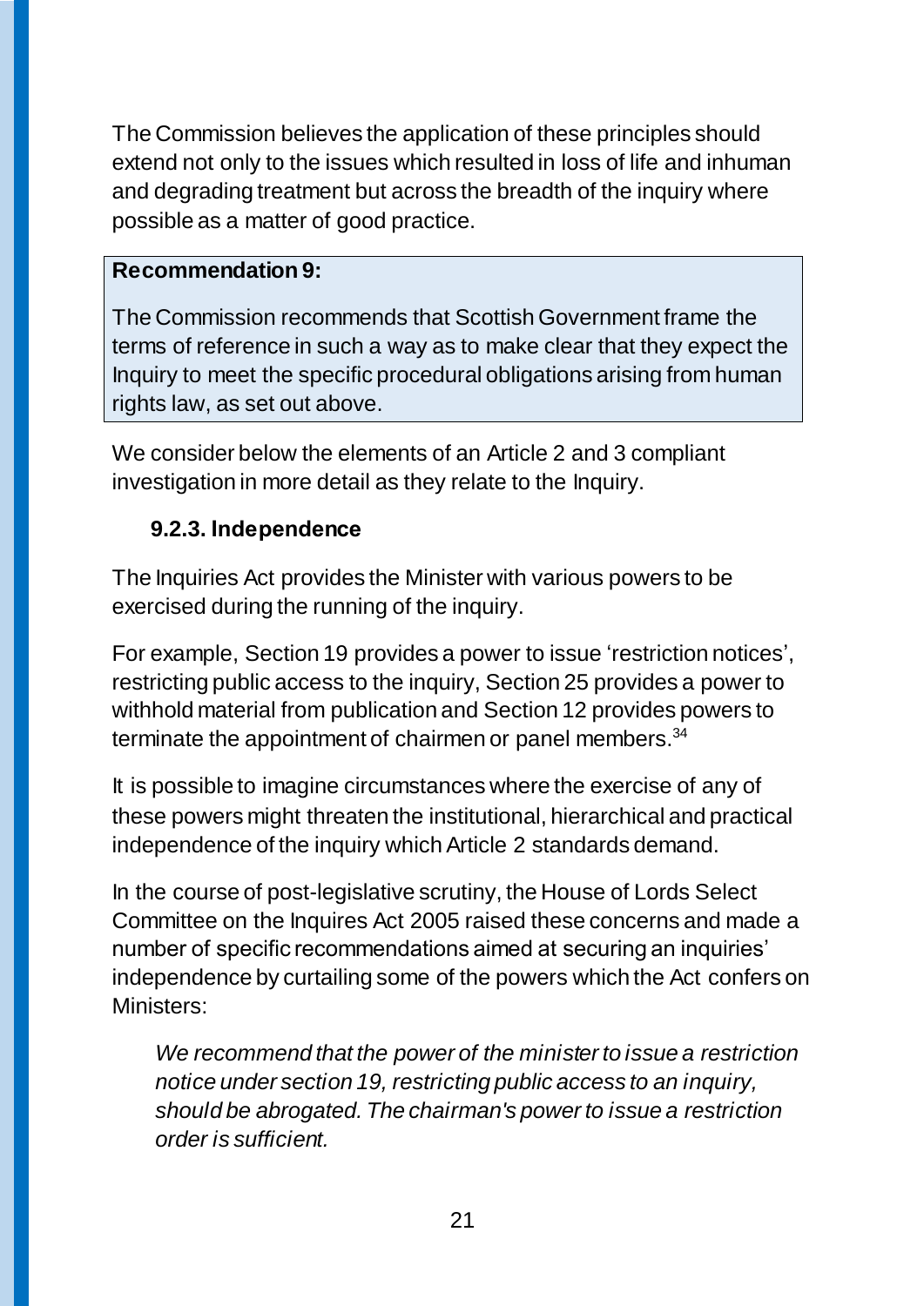The Commission believes the application of these principles should extend not only to the issues which resulted in loss of life and inhuman and degrading treatment but across the breadth of the inquiry where possible as a matter of good practice.

> **Recommendation 9:**
>
> The Commission recommends that Scottish Government frame the terms of reference in such a way as to make clear that they expect the Inquiry to meet the specific procedural obligations arising from human rights law, as set out above.

We consider below the elements of an Article 2 and 3 compliant investigation in more detail as they relate to the Inquiry.

### 9.2.3. Independence

The Inquiries Act provides the Minister with various powers to be exercised during the running of the inquiry.

For example, Section 19 provides a power to issue 'restriction notices', restricting public access to the inquiry, Section 25 provides a power to withhold material from publication and Section 12 provides powers to terminate the appointment of chairmen or panel members.[34]

It is possible to imagine circumstances where the exercise of any of these powers might threaten the institutional, hierarchical and practical independence of the inquiry which Article 2 standards demand.

In the course of post-legislative scrutiny, the House of Lords Select Committee on the Inquires Act 2005 raised these concerns and made a number of specific recommendations aimed at securing an inquiries' independence by curtailing some of the powers which the Act confers on Ministers:

> *We recommend that the power of the minister to issue a restriction notice under section 19, restricting public access to an inquiry, should be abrogated. The chairman's power to issue a restriction order is sufficient.*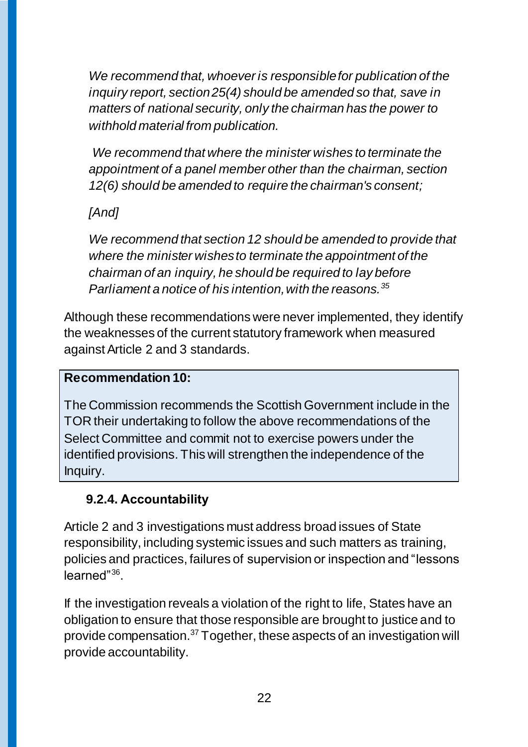*We recommend that, whoever is responsible for publication of the inquiry report, section 25(4) should be amended so that, save in matters of national security, only the chairman has the power to withhold material from publication.*

*We recommend that where the minister wishes to terminate the appointment of a panel member other than the chairman, section 12(6) should be amended to require the chairman's consent;*

*[And]*

*We recommend that section 12 should be amended to provide that where the minister wishes to terminate the appointment of the chairman of an inquiry, he should be required to lay before Parliament a notice of his intention, with the reasons.*[35]

Although these recommendations were never implemented, they identify the weaknesses of the current statutory framework when measured against Article 2 and 3 standards.

> **Recommendation 10:**
>
> The Commission recommends the Scottish Government include in the TOR their undertaking to follow the above recommendations of the Select Committee and commit not to exercise powers under the identified provisions. This will strengthen the independence of the Inquiry.

### 9.2.4. Accountability

Article 2 and 3 investigations must address broad issues of State responsibility, including systemic issues and such matters as training, policies and practices, failures of supervision or inspection and "lessons learned"[36].

If the investigation reveals a violation of the right to life, States have an obligation to ensure that those responsible are brought to justice and to provide compensation.[37] Together, these aspects of an investigation will provide accountability.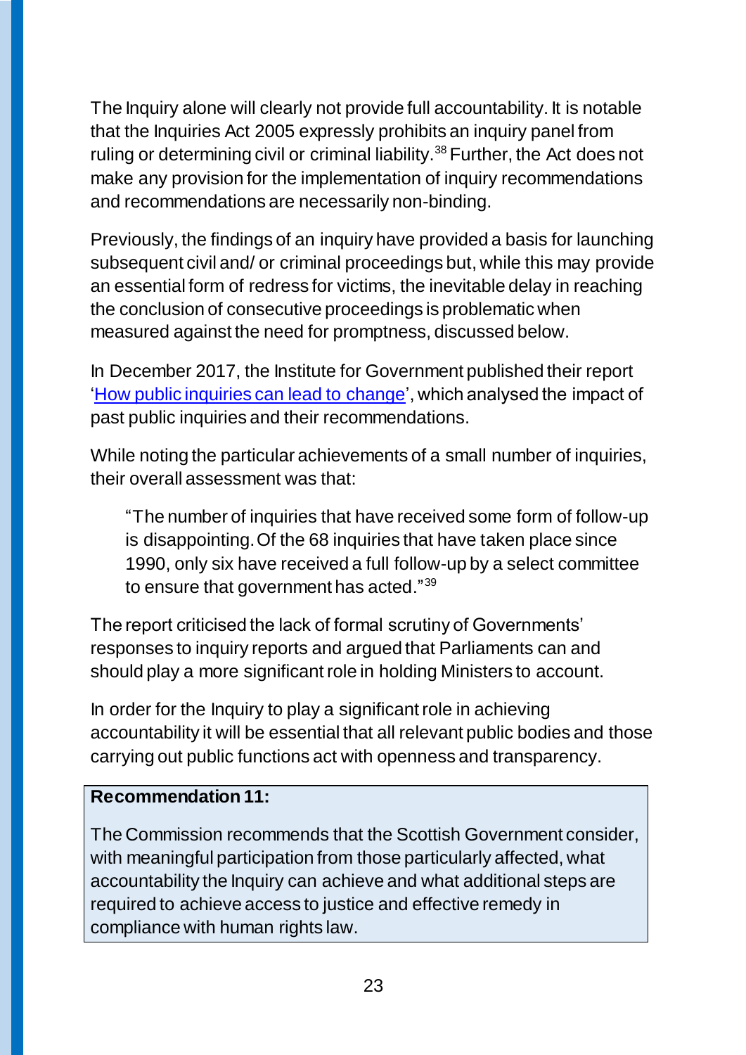The Inquiry alone will clearly not provide full accountability. It is notable that the Inquiries Act 2005 expressly prohibits an inquiry panel from ruling or determining civil or criminal liability.[38] Further, the Act does not make any provision for the implementation of inquiry recommendations and recommendations are necessarily non-binding.

Previously, the findings of an inquiry have provided a basis for launching subsequent civil and/ or criminal proceedings but, while this may provide an essential form of redress for victims, the inevitable delay in reaching the conclusion of consecutive proceedings is problematic when measured against the need for promptness, discussed below.

In December 2017, the Institute for Government published their report '[How public inquiries can lead to change]', which analysed the impact of past public inquiries and their recommendations.

While noting the particular achievements of a small number of inquiries, their overall assessment was that:

> "The number of inquiries that have received some form of follow-up is disappointing. Of the 68 inquiries that have taken place since 1990, only six have received a full follow-up by a select committee to ensure that government has acted."[39]

The report criticised the lack of formal scrutiny of Governments' responses to inquiry reports and argued that Parliaments can and should play a more significant role in holding Ministers to account.

In order for the Inquiry to play a significant role in achieving accountability it will be essential that all relevant public bodies and those carrying out public functions act with openness and transparency.

**Recommendation 11:**

The Commission recommends that the Scottish Government consider, with meaningful participation from those particularly affected, what accountability the Inquiry can achieve and what additional steps are required to achieve access to justice and effective remedy in compliance with human rights law.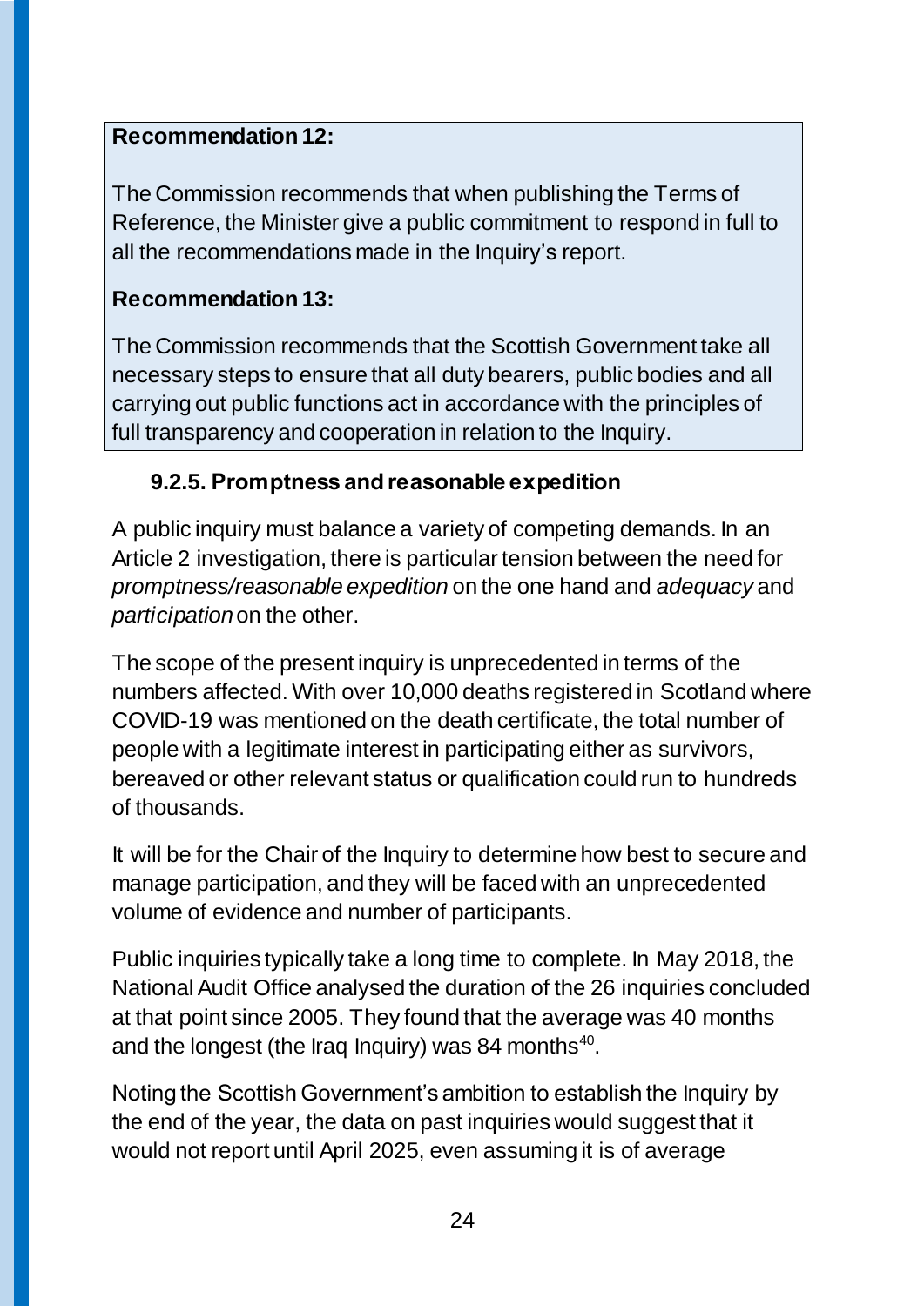**Recommendation 12:**

The Commission recommends that when publishing the Terms of Reference, the Minister give a public commitment to respond in full to all the recommendations made in the Inquiry's report.

**Recommendation 13:**

The Commission recommends that the Scottish Government take all necessary steps to ensure that all duty bearers, public bodies and all carrying out public functions act in accordance with the principles of full transparency and cooperation in relation to the Inquiry.

#### 9.2.5. Promptness and reasonable expedition

A public inquiry must balance a variety of competing demands. In an Article 2 investigation, there is particular tension between the need for *promptness/reasonable expedition* on the one hand and *adequacy* and *participation* on the other.

The scope of the present inquiry is unprecedented in terms of the numbers affected. With over 10,000 deaths registered in Scotland where COVID-19 was mentioned on the death certificate, the total number of people with a legitimate interest in participating either as survivors, bereaved or other relevant status or qualification could run to hundreds of thousands.

It will be for the Chair of the Inquiry to determine how best to secure and manage participation, and they will be faced with an unprecedented volume of evidence and number of participants.

Public inquiries typically take a long time to complete. In May 2018, the National Audit Office analysed the duration of the 26 inquiries concluded at that point since 2005. They found that the average was 40 months and the longest (the Iraq Inquiry) was 84 months[40].

Noting the Scottish Government's ambition to establish the Inquiry by the end of the year, the data on past inquiries would suggest that it would not report until April 2025, even assuming it is of average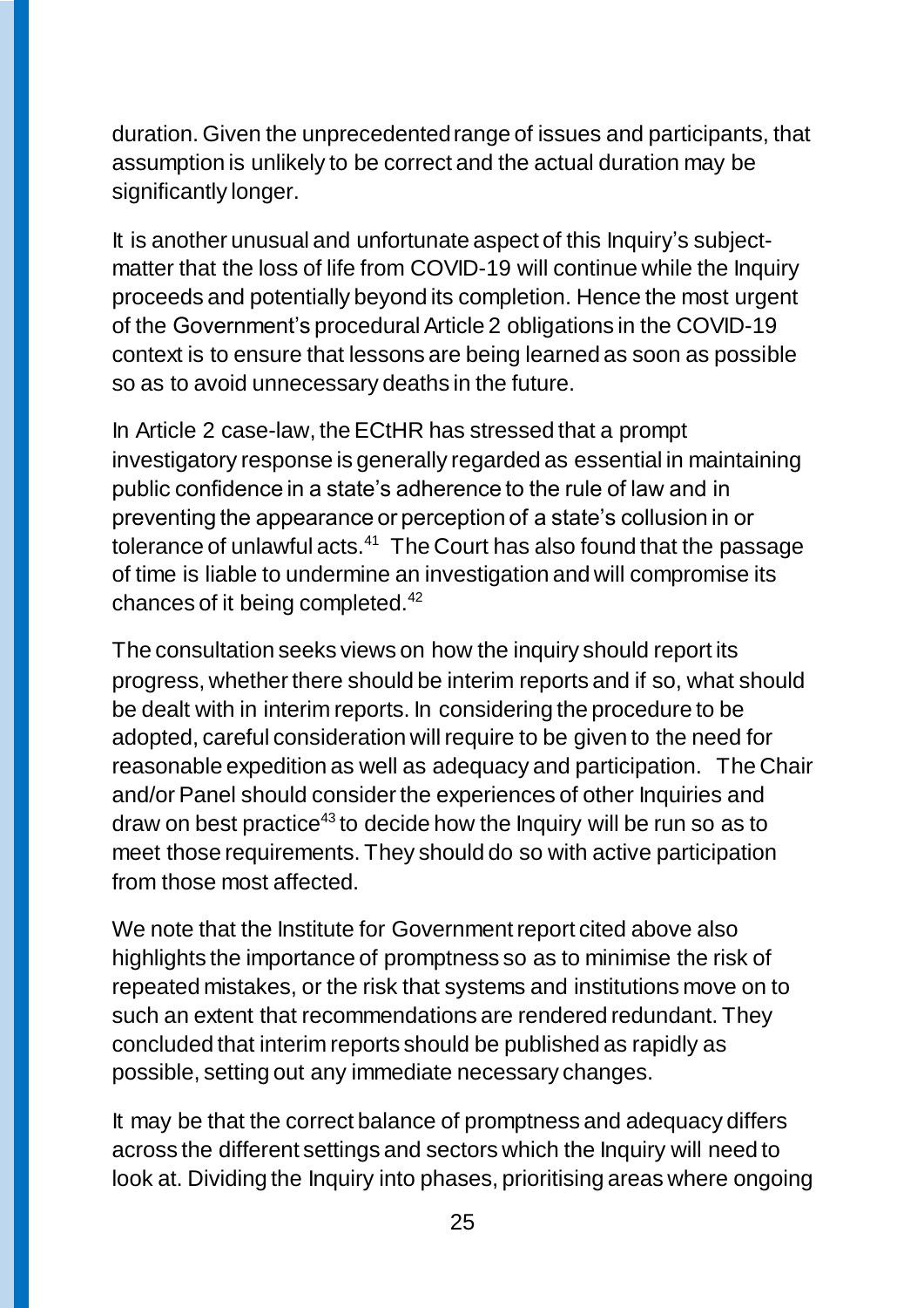duration. Given the unprecedented range of issues and participants, that assumption is unlikely to be correct and the actual duration may be significantly longer.

It is another unusual and unfortunate aspect of this Inquiry's subject-matter that the loss of life from COVID-19 will continue while the Inquiry proceeds and potentially beyond its completion. Hence the most urgent of the Government's procedural Article 2 obligations in the COVID-19 context is to ensure that lessons are being learned as soon as possible so as to avoid unnecessary deaths in the future.

In Article 2 case-law, the ECtHR has stressed that a prompt investigatory response is generally regarded as essential in maintaining public confidence in a state's adherence to the rule of law and in preventing the appearance or perception of a state's collusion in or tolerance of unlawful acts.[41] The Court has also found that the passage of time is liable to undermine an investigation and will compromise its chances of it being completed.[42]

The consultation seeks views on how the inquiry should report its progress, whether there should be interim reports and if so, what should be dealt with in interim reports. In considering the procedure to be adopted, careful consideration will require to be given to the need for reasonable expedition as well as adequacy and participation. The Chair and/or Panel should consider the experiences of other Inquiries and draw on best practice[43] to decide how the Inquiry will be run so as to meet those requirements. They should do so with active participation from those most affected.

We note that the Institute for Government report cited above also highlights the importance of promptness so as to minimise the risk of repeated mistakes, or the risk that systems and institutions move on to such an extent that recommendations are rendered redundant. They concluded that interim reports should be published as rapidly as possible, setting out any immediate necessary changes.

It may be that the correct balance of promptness and adequacy differs across the different settings and sectors which the Inquiry will need to look at. Dividing the Inquiry into phases, prioritising areas where ongoing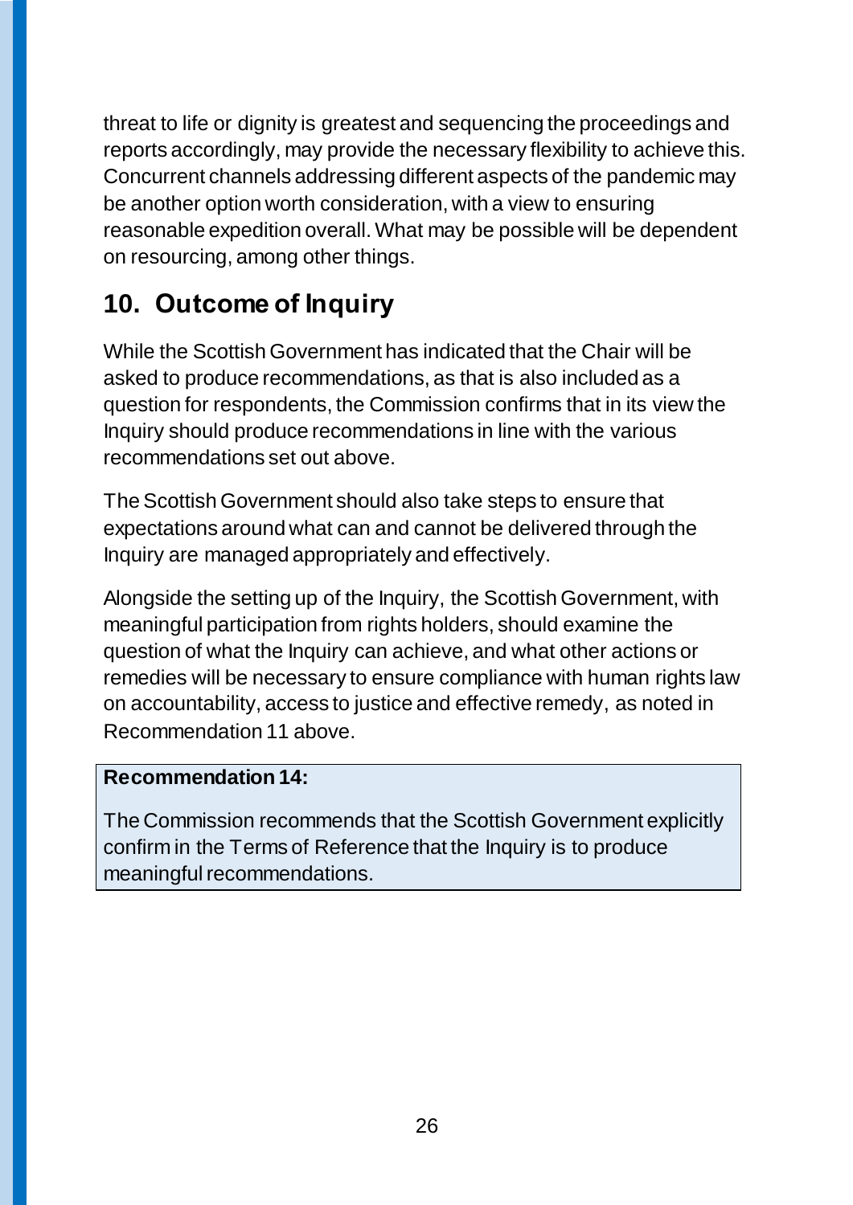threat to life or dignity is greatest and sequencing the proceedings and reports accordingly, may provide the necessary flexibility to achieve this. Concurrent channels addressing different aspects of the pandemic may be another option worth consideration, with a view to ensuring reasonable expedition overall. What may be possible will be dependent on resourcing, among other things.

## 10. Outcome of Inquiry

While the Scottish Government has indicated that the Chair will be asked to produce recommendations, as that is also included as a question for respondents, the Commission confirms that in its view the Inquiry should produce recommendations in line with the various recommendations set out above.

The Scottish Government should also take steps to ensure that expectations around what can and cannot be delivered through the Inquiry are managed appropriately and effectively.

Alongside the setting up of the Inquiry, the Scottish Government, with meaningful participation from rights holders, should examine the question of what the Inquiry can achieve, and what other actions or remedies will be necessary to ensure compliance with human rights law on accountability, access to justice and effective remedy, as noted in Recommendation 11 above.

**Recommendation 14:**

The Commission recommends that the Scottish Government explicitly confirm in the Terms of Reference that the Inquiry is to produce meaningful recommendations.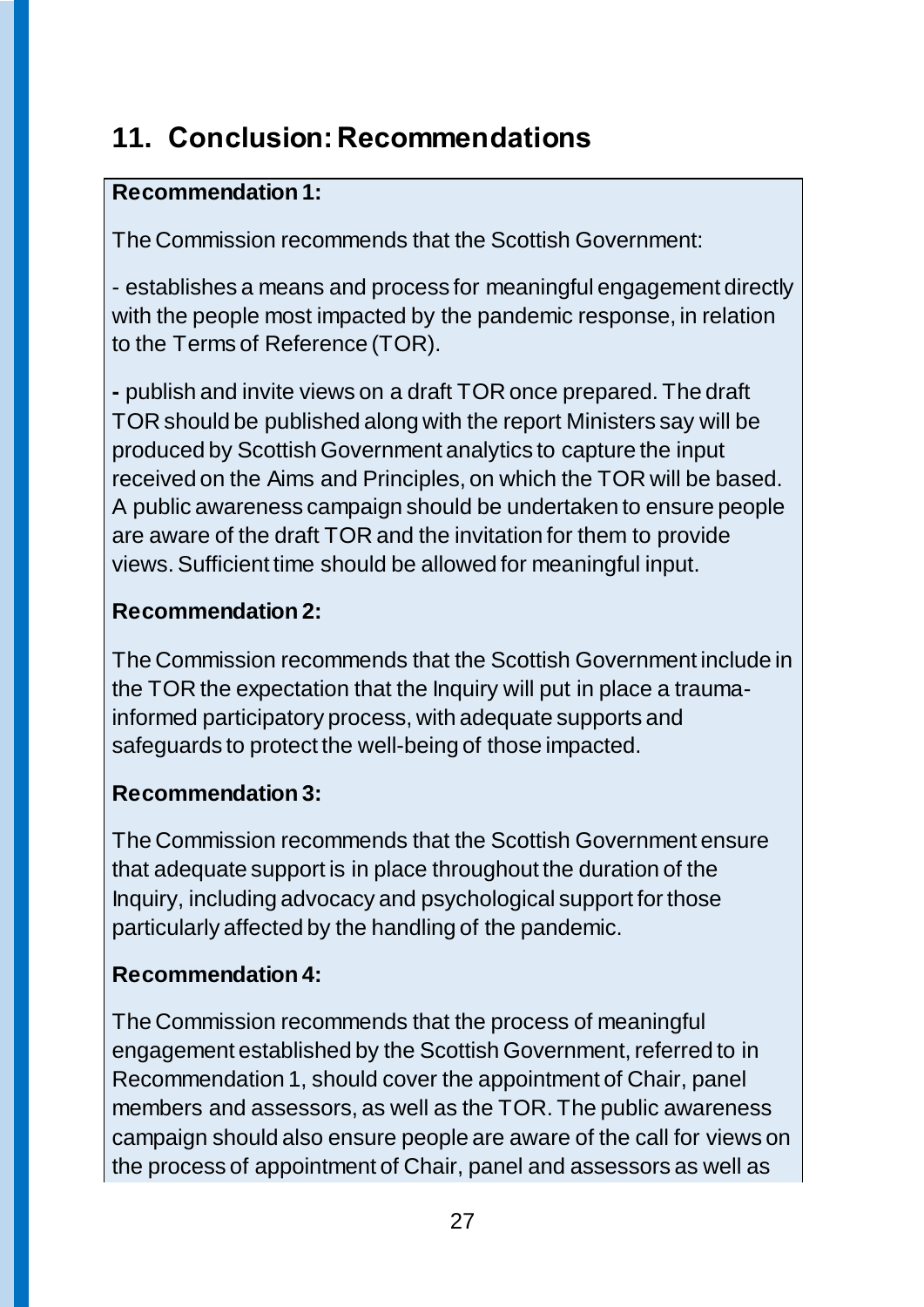## 11. Conclusion: Recommendations

**Recommendation 1:**

The Commission recommends that the Scottish Government:

- establishes a means and process for meaningful engagement directly with the people most impacted by the pandemic response, in relation to the Terms of Reference (TOR).

- publish and invite views on a draft TOR once prepared. The draft TOR should be published along with the report Ministers say will be produced by Scottish Government analytics to capture the input received on the Aims and Principles, on which the TOR will be based. A public awareness campaign should be undertaken to ensure people are aware of the draft TOR and the invitation for them to provide views. Sufficient time should be allowed for meaningful input.

**Recommendation 2:**

The Commission recommends that the Scottish Government include in the TOR the expectation that the Inquiry will put in place a trauma-informed participatory process, with adequate supports and safeguards to protect the well-being of those impacted.

**Recommendation 3:**

The Commission recommends that the Scottish Government ensure that adequate support is in place throughout the duration of the Inquiry, including advocacy and psychological support for those particularly affected by the handling of the pandemic.

**Recommendation 4:**

The Commission recommends that the process of meaningful engagement established by the Scottish Government, referred to in Recommendation 1, should cover the appointment of Chair, panel members and assessors, as well as the TOR. The public awareness campaign should also ensure people are aware of the call for views on the process of appointment of Chair, panel and assessors as well as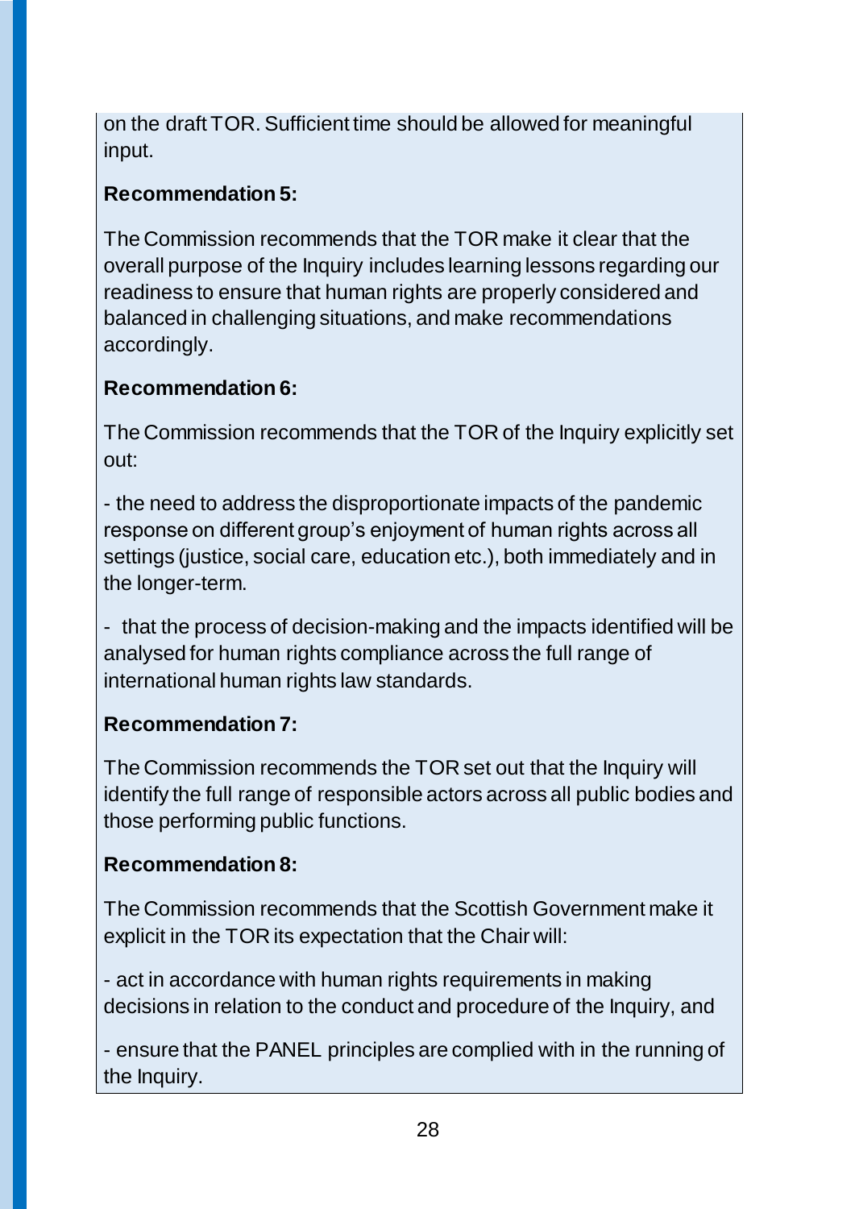on the draft TOR. Sufficient time should be allowed for meaningful input.

**Recommendation 5:**

The Commission recommends that the TOR make it clear that the overall purpose of the Inquiry includes learning lessons regarding our readiness to ensure that human rights are properly considered and balanced in challenging situations, and make recommendations accordingly.

**Recommendation 6:**

The Commission recommends that the TOR of the Inquiry explicitly set out:

- the need to address the disproportionate impacts of the pandemic response on different group's enjoyment of human rights across all settings (justice, social care, education etc.), both immediately and in the longer-term.

- that the process of decision-making and the impacts identified will be analysed for human rights compliance across the full range of international human rights law standards.

**Recommendation 7:**

The Commission recommends the TOR set out that the Inquiry will identify the full range of responsible actors across all public bodies and those performing public functions.

**Recommendation 8:**

The Commission recommends that the Scottish Government make it explicit in the TOR its expectation that the Chair will:

- act in accordance with human rights requirements in making decisions in relation to the conduct and procedure of the Inquiry, and

- ensure that the PANEL principles are complied with in the running of the Inquiry.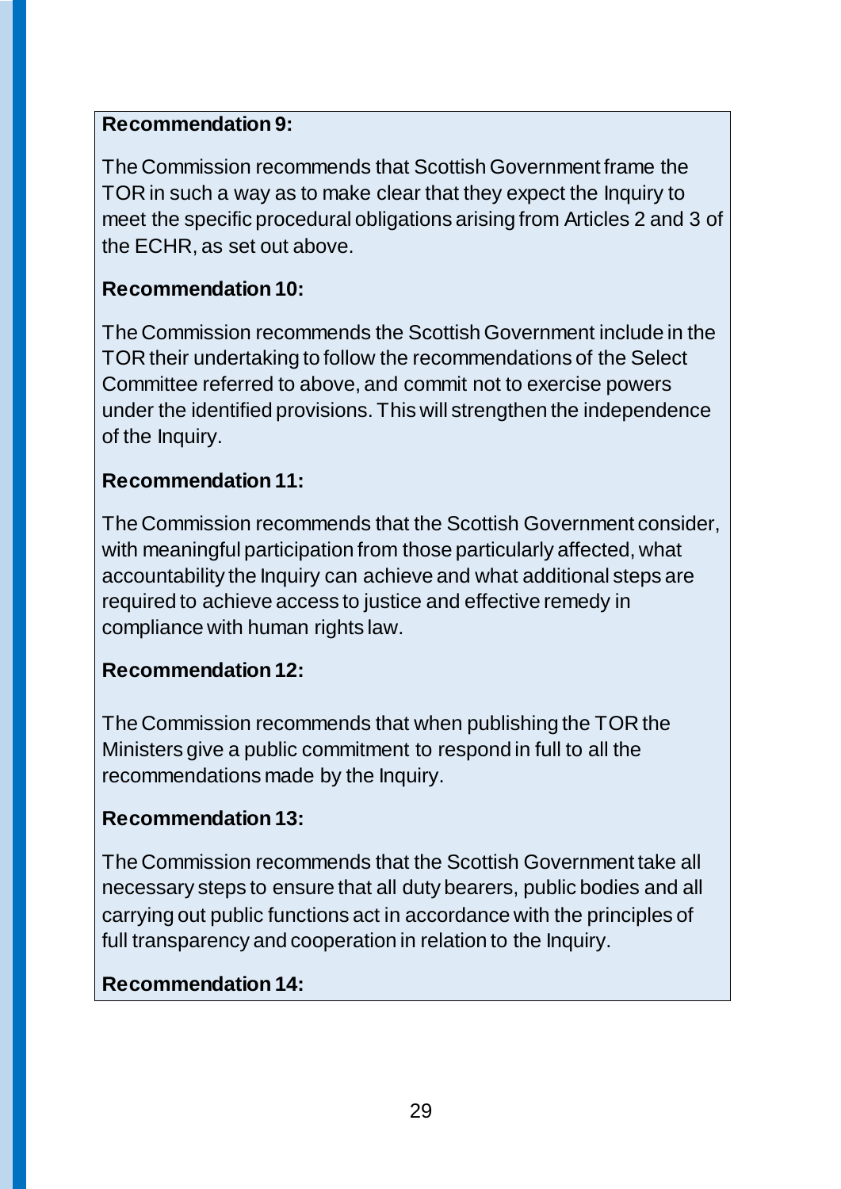**Recommendation 9:**

The Commission recommends that Scottish Government frame the TOR in such a way as to make clear that they expect the Inquiry to meet the specific procedural obligations arising from Articles 2 and 3 of the ECHR, as set out above.

**Recommendation 10:**

The Commission recommends the Scottish Government include in the TOR their undertaking to follow the recommendations of the Select Committee referred to above, and commit not to exercise powers under the identified provisions. This will strengthen the independence of the Inquiry.

**Recommendation 11:**

The Commission recommends that the Scottish Government consider, with meaningful participation from those particularly affected, what accountability the Inquiry can achieve and what additional steps are required to achieve access to justice and effective remedy in compliance with human rights law.

**Recommendation 12:**

The Commission recommends that when publishing the TOR the Ministers give a public commitment to respond in full to all the recommendations made by the Inquiry.

**Recommendation 13:**

The Commission recommends that the Scottish Government take all necessary steps to ensure that all duty bearers, public bodies and all carrying out public functions act in accordance with the principles of full transparency and cooperation in relation to the Inquiry.

**Recommendation 14:**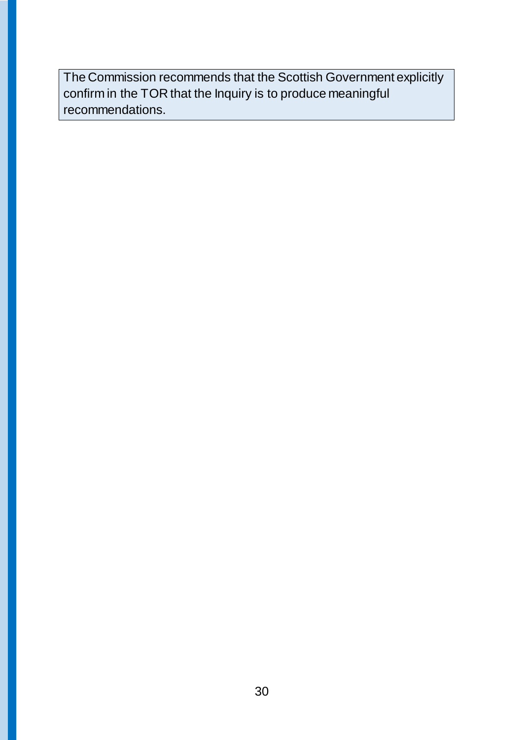The Commission recommends that the Scottish Government explicitly confirm in the TOR that the Inquiry is to produce meaningful recommendations.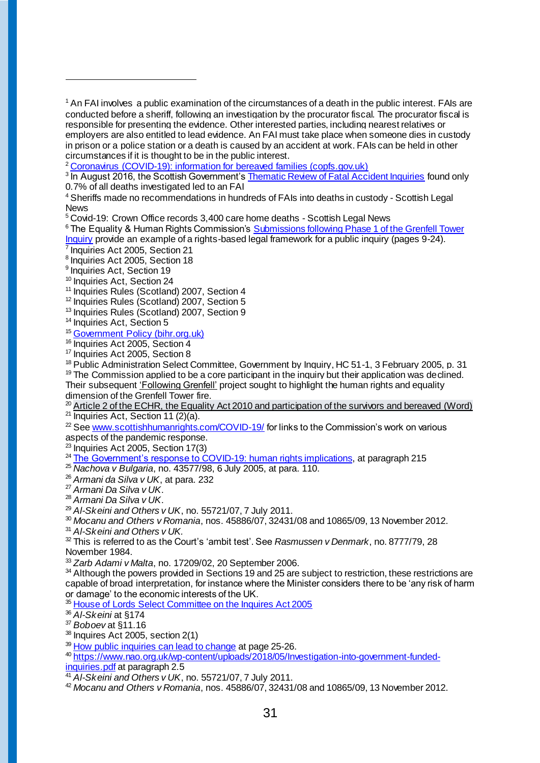[1] An FAI involves a public examination of the circumstances of a death in the public interest. FAIs are conducted before a sheriff, following an investigation by the procurator fiscal. The procurator fiscal is responsible for presenting the evidence. Other interested parties, including nearest relatives or employers are also entitled to lead evidence. An FAI must take place when someone dies in custody in prison or a police station or a death is caused by an accident at work. FAIs can be held in other circumstances if it is thought to be in the public interest.

[2] Coronavirus (COVID-19): information for bereaved families (copfs.gov.uk)

[3] In August 2016, the Scottish Government's Thematic Review of Fatal Accident Inquiries found only 0.7% of all deaths investigated led to an FAI

[4] Sheriffs made no recommendations in hundreds of FAIs into deaths in custody - Scottish Legal News

[5] Covid-19: Crown Office records 3,400 care home deaths - Scottish Legal News

[6] The Equality & Human Rights Commission's Submissions following Phase 1 of the Grenfell Tower Inquiry provide an example of a rights-based legal framework for a public inquiry (pages 9-24).

[7] Inquiries Act 2005, Section 21

[8] Inquiries Act 2005, Section 18

[9] Inquiries Act, Section 19

[10] Inquiries Act, Section 24

[11] Inquiries Rules (Scotland) 2007, Section 4

[12] Inquiries Rules (Scotland) 2007, Section 5

[13] Inquiries Rules (Scotland) 2007, Section 9

[14] Inquiries Act, Section 5

[15] Government Policy (bihr.org.uk)

[16] Inquiries Act 2005, Section 4

[17] Inquiries Act 2005, Section 8

[18] Public Administration Select Committee, Government by Inquiry, HC 51-1, 3 February 2005, p. 31

[19] The Commission applied to be a core participant in the inquiry but their application was declined. Their subsequent 'Following Grenfell' project sought to highlight the human rights and equality dimension of the Grenfell Tower fire.

[20] Article 2 of the ECHR, the Equality Act 2010 and participation of the survivors and bereaved (Word)

[21] Inquiries Act, Section 11 (2)(a).

[22] See www.scottishhumanrights.com/COVID-19/ for links to the Commission's work on various aspects of the pandemic response.

[23] Inquiries Act 2005, Section 17(3)

[24] The Government's response to COVID-19: human rights implications, at paragraph 215

[25] *Nachova v Bulgaria*, no. 43577/98, 6 July 2005, at para. 110.

[26] *Armani da Silva v UK*, at para. 232

[27] *Armani Da Silva v UK*.

[28] *Armani Da Silva v UK*.

[29] *Al-Skeini and Others v UK*, no. 55721/07, 7 July 2011.

[30] *Mocanu and Others v Romania*, nos. 45886/07, 32431/08 and 10865/09, 13 November 2012.

[31] *Al-Skeini and Others v UK*.

[32] This is referred to as the Court's 'ambit test'. See *Rasmussen v Denmark*, no. 8777/79, 28 November 1984.

[33] *Zarb Adami v Malta*, no. 17209/02, 20 September 2006.

[34] Although the powers provided in Sections 19 and 25 are subject to restriction, these restrictions are capable of broad interpretation, for instance where the Minister considers there to be 'any risk of harm or damage' to the economic interests of the UK.

[35] House of Lords Select Committee on the Inquires Act 2005

[36] *Al-Skeini* at §174

[37] *Boboev* at §11.16

[38] Inquires Act 2005, section 2(1)

[39] How public inquiries can lead to change at page 25-26.

[40] https://www.nao.org.uk/wp-content/uploads/2018/05/Investigation-into-government-funded-inquiries.pdf at paragraph 2.5

[41] *Al-Skeini and Others v UK*, no. 55721/07, 7 July 2011.

[42] *Mocanu and Others v Romania*, nos. 45886/07, 32431/08 and 10865/09, 13 November 2012.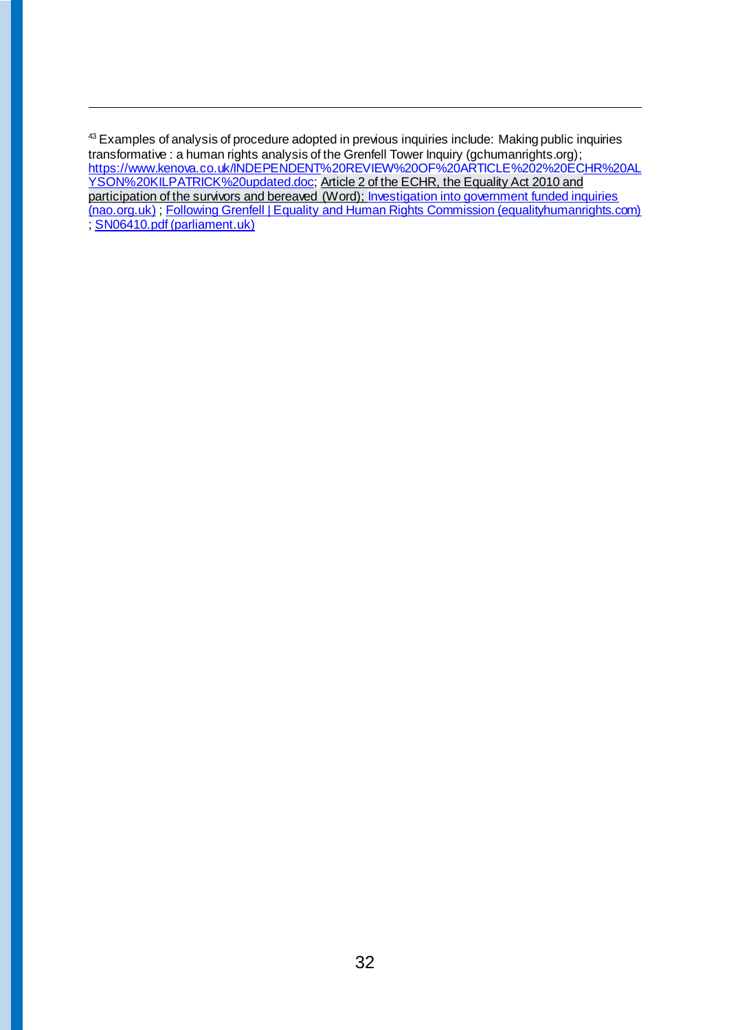[43] Examples of analysis of procedure adopted in previous inquiries include: Making public inquiries transformative : a human rights analysis of the Grenfell Tower Inquiry (gchumanrights.org); https://www.kenova.co.uk/INDEPENDENT%20REVIEW%20OF%20ARTICLE%202%20ECHR%20ALYSON%20KILPATRICK%20updated.doc; Article 2 of the ECHR, the Equality Act 2010 and participation of the survivors and bereaved (Word); Investigation into government funded inquiries (nao.org.uk) ; Following Grenfell | Equality and Human Rights Commission (equalityhumanrights.com) ; SN06410.pdf (parliament.uk)